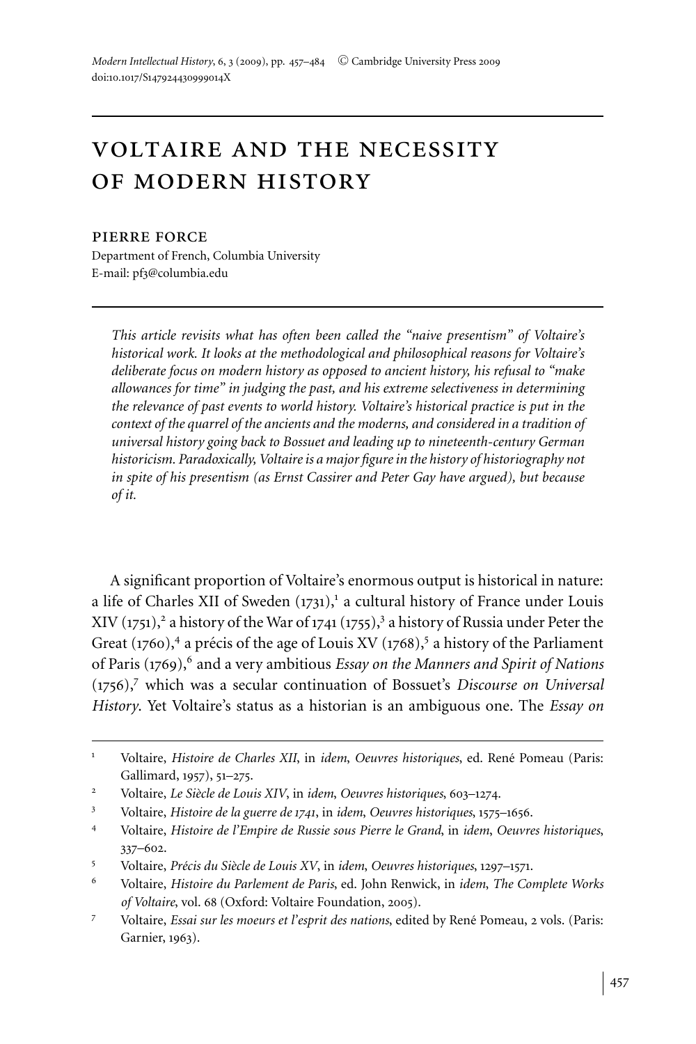# VOLTAIRE AND THE NECESSITY OF MODERN HISTORY

PIERRE FORCE

Department of French, Columbia University
E-mail: pf3@columbia.edu

*This article revisits what has often been called the "naive presentism" of Voltaire's historical work. It looks at the methodological and philosophical reasons for Voltaire's deliberate focus on modern history as opposed to ancient history, his refusal to "make allowances for time" in judging the past, and his extreme selectiveness in determining the relevance of past events to world history. Voltaire's historical practice is put in the context of the quarrel of the ancients and the moderns, and considered in a tradition of universal history going back to Bossuet and leading up to nineteenth-century German historicism. Paradoxically, Voltaire is a major figure in the history of historiography not in spite of his presentism (as Ernst Cassirer and Peter Gay have argued), but because of it.*

A significant proportion of Voltaire's enormous output is historical in nature: a life of Charles XII of Sweden (1731),[1] a cultural history of France under Louis XIV (1751),[2] a history of the War of 1741 (1755),[3] a history of Russia under Peter the Great (1760),[4] a précis of the age of Louis XV (1768),[5] a history of the Parliament of Paris (1769),[6] and a very ambitious *Essay on the Manners and Spirit of Nations* (1756),[7] which was a secular continuation of Bossuet's *Discourse on Universal History*. Yet Voltaire's status as a historian is an ambiguous one. The *Essay on*

---

[1] Voltaire, *Histoire de Charles XII*, in *idem*, *Oeuvres historiques*, ed. René Pomeau (Paris: Gallimard, 1957), 51–275.

[2] Voltaire, *Le Siècle de Louis XIV*, in *idem*, *Oeuvres historiques*, 603–1274.

[3] Voltaire, *Histoire de la guerre de 1741*, in *idem*, *Oeuvres historiques*, 1575–1656.

[4] Voltaire, *Histoire de l'Empire de Russie sous Pierre le Grand*, in *idem*, *Oeuvres historiques*, 337–602.

[5] Voltaire, *Précis du Siècle de Louis XV*, in *idem*, *Oeuvres historiques*, 1297–1571.

[6] Voltaire, *Histoire du Parlement de Paris*, ed. John Renwick, in *idem*, *The Complete Works of Voltaire*, vol. 68 (Oxford: Voltaire Foundation, 2005).

[7] Voltaire, *Essai sur les moeurs et l'esprit des nations*, edited by René Pomeau, 2 vols. (Paris: Garnier, 1963).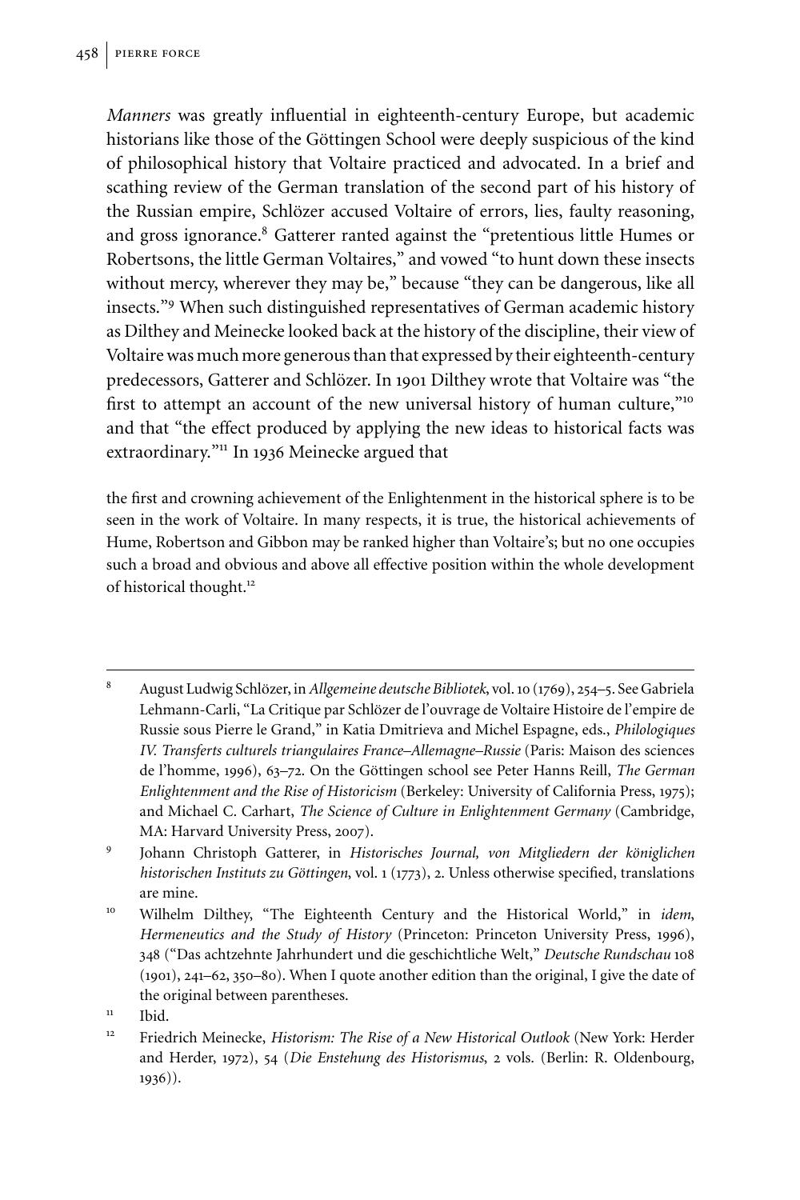*Manners* was greatly influential in eighteenth-century Europe, but academic historians like those of the Göttingen School were deeply suspicious of the kind of philosophical history that Voltaire practiced and advocated. In a brief and scathing review of the German translation of the second part of his history of the Russian empire, Schlözer accused Voltaire of errors, lies, faulty reasoning, and gross ignorance.[8] Gatterer ranted against the "pretentious little Humes or Robertsons, the little German Voltaires," and vowed "to hunt down these insects without mercy, wherever they may be," because "they can be dangerous, like all insects."[9] When such distinguished representatives of German academic history as Dilthey and Meinecke looked back at the history of the discipline, their view of Voltaire was much more generous than that expressed by their eighteenth-century predecessors, Gatterer and Schlözer. In 1901 Dilthey wrote that Voltaire was "the first to attempt an account of the new universal history of human culture,"[10] and that "the effect produced by applying the new ideas to historical facts was extraordinary."[11] In 1936 Meinecke argued that

> the first and crowning achievement of the Enlightenment in the historical sphere is to be seen in the work of Voltaire. In many respects, it is true, the historical achievements of Hume, Robertson and Gibbon may be ranked higher than Voltaire's; but no one occupies such a broad and obvious and above all effective position within the whole development of historical thought.[12]

---

[8] August Ludwig Schlözer, in *Allgemeine deutsche Bibliotek*, vol. 10 (1769), 254–5. See Gabriela Lehmann-Carli, "La Critique par Schlözer de l'ouvrage de Voltaire Histoire de l'empire de Russie sous Pierre le Grand," in Katia Dmitrieva and Michel Espagne, eds., *Philologiques IV. Transferts culturels triangulaires France–Allemagne–Russie* (Paris: Maison des sciences de l'homme, 1996), 63–72. On the Göttingen school see Peter Hanns Reill, *The German Enlightenment and the Rise of Historicism* (Berkeley: University of California Press, 1975); and Michael C. Carhart, *The Science of Culture in Enlightenment Germany* (Cambridge, MA: Harvard University Press, 2007).

[9] Johann Christoph Gatterer, in *Historisches Journal, von Mitgliedern der königlichen historischen Instituts zu Göttingen*, vol. 1 (1773), 2. Unless otherwise specified, translations are mine.

[10] Wilhelm Dilthey, "The Eighteenth Century and the Historical World," in *idem*, *Hermeneutics and the Study of History* (Princeton: Princeton University Press, 1996), 348 ("Das achtzehnte Jahrhundert und die geschichtliche Welt," *Deutsche Rundschau* 108 (1901), 241–62, 350–80). When I quote another edition than the original, I give the date of the original between parentheses.

[11] Ibid.

[12] Friedrich Meinecke, *Historism: The Rise of a New Historical Outlook* (New York: Herder and Herder, 1972), 54 (*Die Enstehung des Historismus*, 2 vols. (Berlin: R. Oldenbourg, 1936)).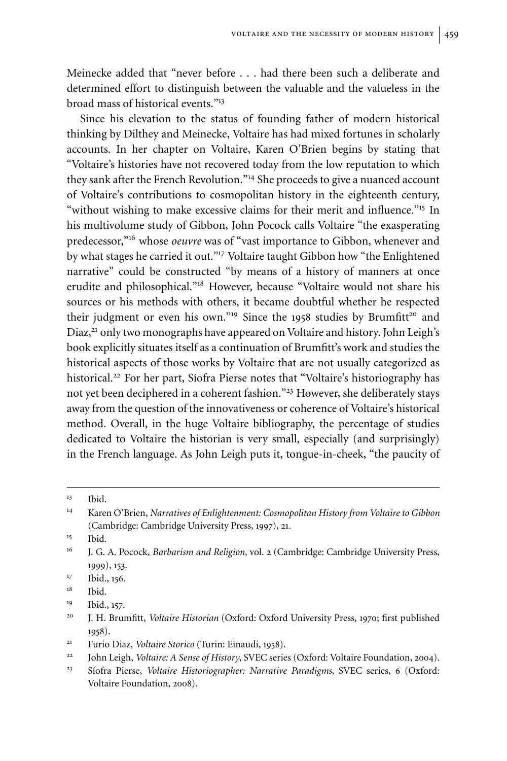Meinecke added that "never before . . . had there been such a deliberate and determined effort to distinguish between the valuable and the valueless in the broad mass of historical events."[13]

Since his elevation to the status of founding father of modern historical thinking by Dilthey and Meinecke, Voltaire has had mixed fortunes in scholarly accounts. In her chapter on Voltaire, Karen O'Brien begins by stating that "Voltaire's histories have not recovered today from the low reputation to which they sank after the French Revolution."[14] She proceeds to give a nuanced account of Voltaire's contributions to cosmopolitan history in the eighteenth century, "without wishing to make excessive claims for their merit and influence."[15] In his multivolume study of Gibbon, John Pocock calls Voltaire "the exasperating predecessor,"[16] whose *oeuvre* was of "vast importance to Gibbon, whenever and by what stages he carried it out."[17] Voltaire taught Gibbon how "the Enlightened narrative" could be constructed "by means of a history of manners at once erudite and philosophical."[18] However, because "Voltaire would not share his sources or his methods with others, it became doubtful whether he respected their judgment or even his own."[19] Since the 1958 studies by Brumfitt[20] and Diaz,[21] only two monographs have appeared on Voltaire and history. John Leigh's book explicitly situates itself as a continuation of Brumfitt's work and studies the historical aspects of those works by Voltaire that are not usually categorized as historical.[22] For her part, Síofra Pierse notes that "Voltaire's historiography has not yet been deciphered in a coherent fashion."[23] However, she deliberately stays away from the question of the innovativeness or coherence of Voltaire's historical method. Overall, in the huge Voltaire bibliography, the percentage of studies dedicated to Voltaire the historian is very small, especially (and surprisingly) in the French language. As John Leigh puts it, tongue-in-cheek, "the paucity of

---

13 Ibid.

14 Karen O'Brien, *Narratives of Enlightenment: Cosmopolitan History from Voltaire to Gibbon* (Cambridge: Cambridge University Press, 1997), 21.

15 Ibid.

16 J. G. A. Pocock, *Barbarism and Religion*, vol. 2 (Cambridge: Cambridge University Press, 1999), 153.

17 Ibid., 156.

18 Ibid.

19 Ibid., 157.

20 J. H. Brumfitt, *Voltaire Historian* (Oxford: Oxford University Press, 1970; first published 1958).

21 Furio Diaz, *Voltaire Storico* (Turin: Einaudi, 1958).

22 John Leigh, *Voltaire: A Sense of History*, SVEC series (Oxford: Voltaire Foundation, 2004).

23 Síofra Pierse, *Voltaire Historiographer: Narrative Paradigms*, SVEC series, 6 (Oxford: Voltaire Foundation, 2008).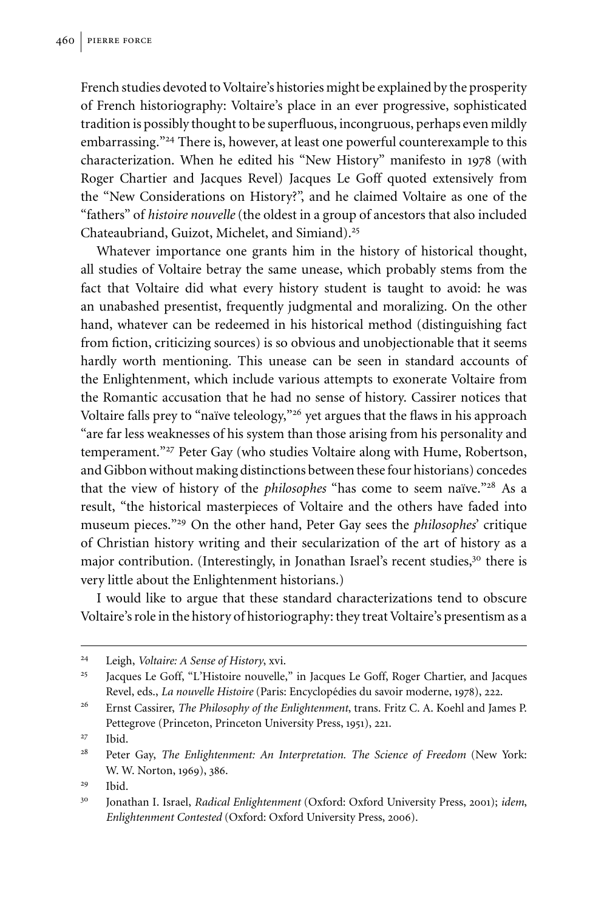French studies devoted to Voltaire's histories might be explained by the prosperity of French historiography: Voltaire's place in an ever progressive, sophisticated tradition is possibly thought to be superfluous, incongruous, perhaps even mildly embarrassing."[24] There is, however, at least one powerful counterexample to this characterization. When he edited his "New History" manifesto in 1978 (with Roger Chartier and Jacques Revel) Jacques Le Goff quoted extensively from the "New Considerations on History?", and he claimed Voltaire as one of the "fathers" of *histoire nouvelle* (the oldest in a group of ancestors that also included Chateaubriand, Guizot, Michelet, and Simiand).[25]

Whatever importance one grants him in the history of historical thought, all studies of Voltaire betray the same unease, which probably stems from the fact that Voltaire did what every history student is taught to avoid: he was an unabashed presentist, frequently judgmental and moralizing. On the other hand, whatever can be redeemed in his historical method (distinguishing fact from fiction, criticizing sources) is so obvious and unobjectionable that it seems hardly worth mentioning. This unease can be seen in standard accounts of the Enlightenment, which include various attempts to exonerate Voltaire from the Romantic accusation that he had no sense of history. Cassirer notices that Voltaire falls prey to "naïve teleology,"[26] yet argues that the flaws in his approach "are far less weaknesses of his system than those arising from his personality and temperament."[27] Peter Gay (who studies Voltaire along with Hume, Robertson, and Gibbon without making distinctions between these four historians) concedes that the view of history of the *philosophes* "has come to seem naïve."[28] As a result, "the historical masterpieces of Voltaire and the others have faded into museum pieces."[29] On the other hand, Peter Gay sees the *philosophes*' critique of Christian history writing and their secularization of the art of history as a major contribution. (Interestingly, in Jonathan Israel's recent studies,[30] there is very little about the Enlightenment historians.)

I would like to argue that these standard characterizations tend to obscure Voltaire's role in the history of historiography: they treat Voltaire's presentism as a

---

[24] Leigh, *Voltaire: A Sense of History*, xvi.

[25] Jacques Le Goff, "L'Histoire nouvelle," in Jacques Le Goff, Roger Chartier, and Jacques Revel, eds., *La nouvelle Histoire* (Paris: Encyclopédies du savoir moderne, 1978), 222.

[26] Ernst Cassirer, *The Philosophy of the Enlightenment*, trans. Fritz C. A. Koehl and James P. Pettegrove (Princeton, Princeton University Press, 1951), 221.

[27] Ibid.

[28] Peter Gay, *The Enlightenment: An Interpretation. The Science of Freedom* (New York: W. W. Norton, 1969), 386.

[29] Ibid.

[30] Jonathan I. Israel, *Radical Enlightenment* (Oxford: Oxford University Press, 2001); *idem*, *Enlightenment Contested* (Oxford: Oxford University Press, 2006).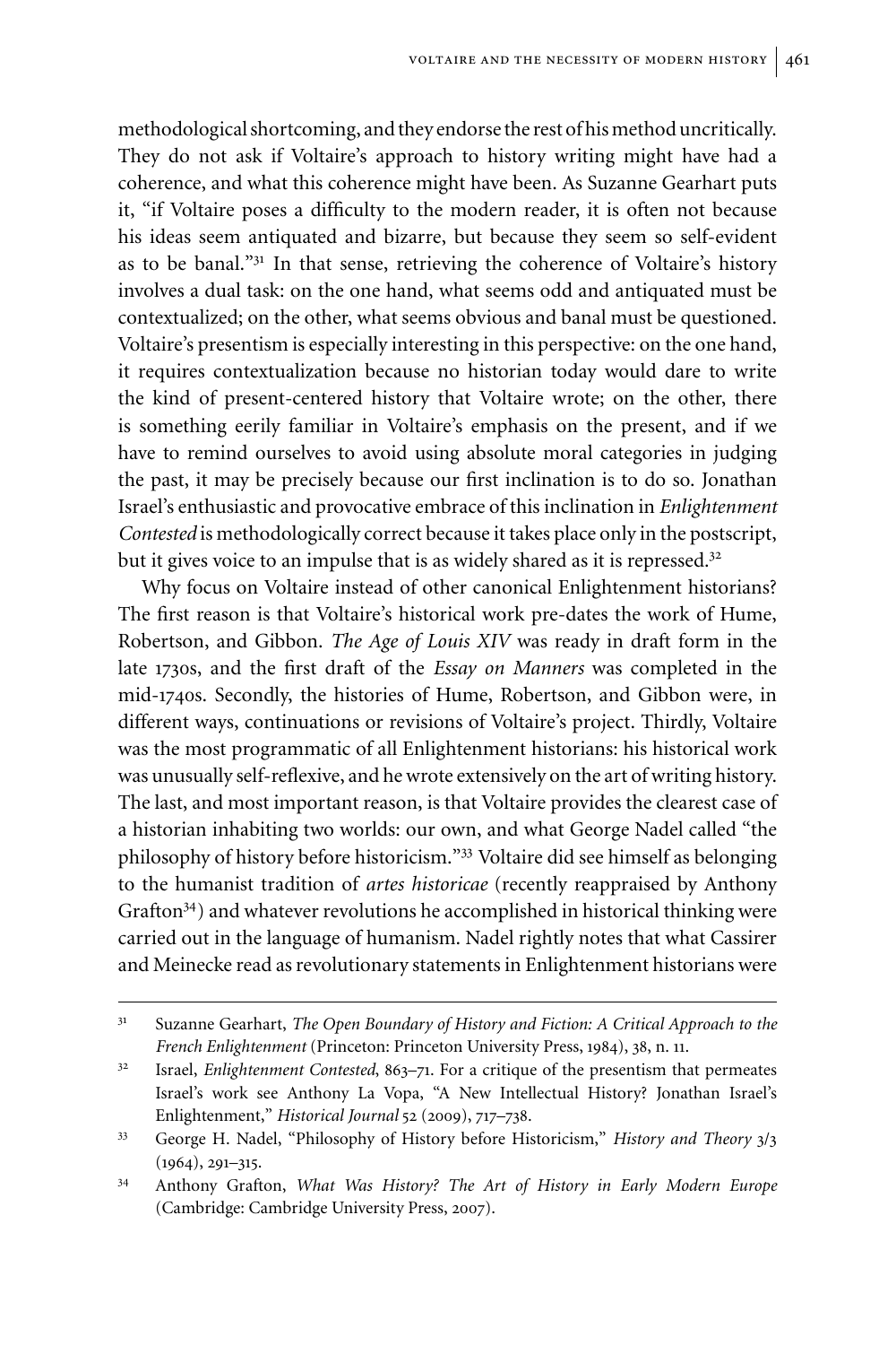methodological shortcoming, and they endorse the rest of his method uncritically. They do not ask if Voltaire's approach to history writing might have had a coherence, and what this coherence might have been. As Suzanne Gearhart puts it, "if Voltaire poses a difficulty to the modern reader, it is often not because his ideas seem antiquated and bizarre, but because they seem so self-evident as to be banal."[31] In that sense, retrieving the coherence of Voltaire's history involves a dual task: on the one hand, what seems odd and antiquated must be contextualized; on the other, what seems obvious and banal must be questioned. Voltaire's presentism is especially interesting in this perspective: on the one hand, it requires contextualization because no historian today would dare to write the kind of present-centered history that Voltaire wrote; on the other, there is something eerily familiar in Voltaire's emphasis on the present, and if we have to remind ourselves to avoid using absolute moral categories in judging the past, it may be precisely because our first inclination is to do so. Jonathan Israel's enthusiastic and provocative embrace of this inclination in *Enlightenment Contested* is methodologically correct because it takes place only in the postscript, but it gives voice to an impulse that is as widely shared as it is repressed.[32]

Why focus on Voltaire instead of other canonical Enlightenment historians? The first reason is that Voltaire's historical work pre-dates the work of Hume, Robertson, and Gibbon. *The Age of Louis XIV* was ready in draft form in the late 1730s, and the first draft of the *Essay on Manners* was completed in the mid-1740s. Secondly, the histories of Hume, Robertson, and Gibbon were, in different ways, continuations or revisions of Voltaire's project. Thirdly, Voltaire was the most programmatic of all Enlightenment historians: his historical work was unusually self-reflexive, and he wrote extensively on the art of writing history. The last, and most important reason, is that Voltaire provides the clearest case of a historian inhabiting two worlds: our own, and what George Nadel called "the philosophy of history before historicism."[33] Voltaire did see himself as belonging to the humanist tradition of *artes historicae* (recently reappraised by Anthony Grafton[34]) and whatever revolutions he accomplished in historical thinking were carried out in the language of humanism. Nadel rightly notes that what Cassirer and Meinecke read as revolutionary statements in Enlightenment historians were

---

[31] Suzanne Gearhart, *The Open Boundary of History and Fiction: A Critical Approach to the French Enlightenment* (Princeton: Princeton University Press, 1984), 38, n. 11.

[32] Israel, *Enlightenment Contested*, 863–71. For a critique of the presentism that permeates Israel's work see Anthony La Vopa, "A New Intellectual History? Jonathan Israel's Enlightenment," *Historical Journal* 52 (2009), 717–738.

[33] George H. Nadel, "Philosophy of History before Historicism," *History and Theory* 3/3 (1964), 291–315.

[34] Anthony Grafton, *What Was History? The Art of History in Early Modern Europe* (Cambridge: Cambridge University Press, 2007).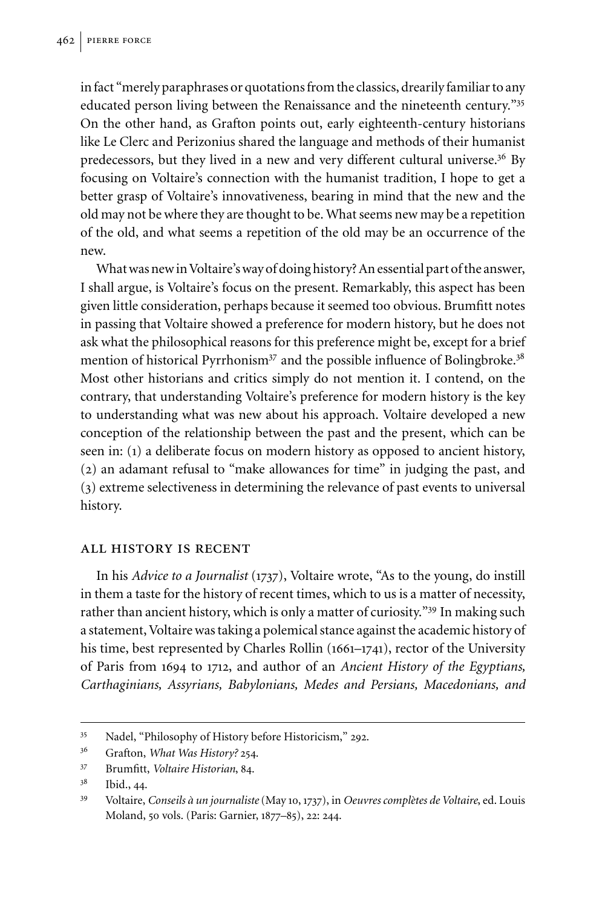in fact "merely paraphrases or quotations from the classics, drearily familiar to any educated person living between the Renaissance and the nineteenth century."[35] On the other hand, as Grafton points out, early eighteenth-century historians like Le Clerc and Perizonius shared the language and methods of their humanist predecessors, but they lived in a new and very different cultural universe.[36] By focusing on Voltaire's connection with the humanist tradition, I hope to get a better grasp of Voltaire's innovativeness, bearing in mind that the new and the old may not be where they are thought to be. What seems new may be a repetition of the old, and what seems a repetition of the old may be an occurrence of the new.

What was new in Voltaire's way of doing history? An essential part of the answer, I shall argue, is Voltaire's focus on the present. Remarkably, this aspect has been given little consideration, perhaps because it seemed too obvious. Brumfitt notes in passing that Voltaire showed a preference for modern history, but he does not ask what the philosophical reasons for this preference might be, except for a brief mention of historical Pyrrhonism[37] and the possible influence of Bolingbroke.[38] Most other historians and critics simply do not mention it. I contend, on the contrary, that understanding Voltaire's preference for modern history is the key to understanding what was new about his approach. Voltaire developed a new conception of the relationship between the past and the present, which can be seen in: (1) a deliberate focus on modern history as opposed to ancient history, (2) an adamant refusal to "make allowances for time" in judging the past, and (3) extreme selectiveness in determining the relevance of past events to universal history.

## ALL HISTORY IS RECENT

In his *Advice to a Journalist* (1737), Voltaire wrote, "As to the young, do instill in them a taste for the history of recent times, which to us is a matter of necessity, rather than ancient history, which is only a matter of curiosity."[39] In making such a statement, Voltaire was taking a polemical stance against the academic history of his time, best represented by Charles Rollin (1661–1741), rector of the University of Paris from 1694 to 1712, and author of an *Ancient History of the Egyptians, Carthaginians, Assyrians, Babylonians, Medes and Persians, Macedonians, and*

---

[35] Nadel, "Philosophy of History before Historicism," 292.

[36] Grafton, *What Was History?* 254.

[37] Brumfitt, *Voltaire Historian*, 84.

[38] Ibid., 44.

[39] Voltaire, *Conseils à un journaliste* (May 10, 1737), in *Oeuvres complètes de Voltaire*, ed. Louis Moland, 50 vols. (Paris: Garnier, 1877–85), 22: 244.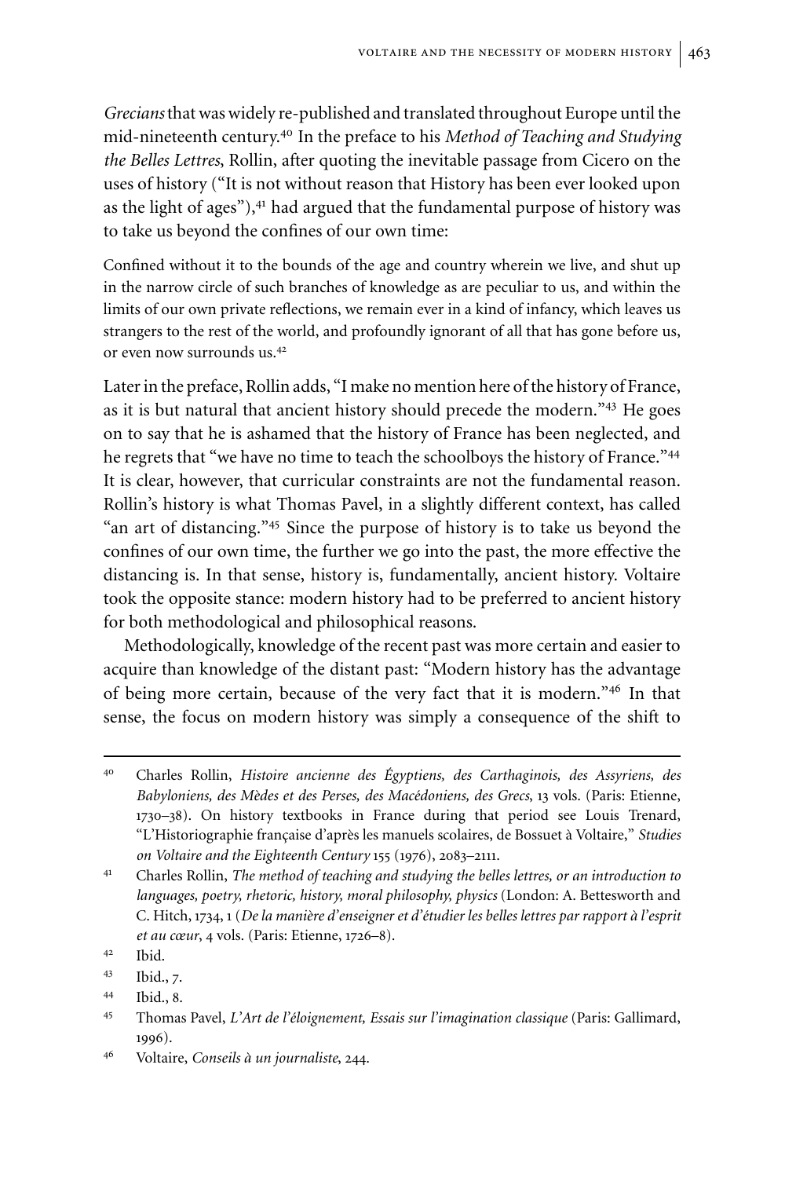*Grecians* that was widely re-published and translated throughout Europe until the mid-nineteenth century.[40] In the preface to his *Method of Teaching and Studying the Belles Lettres*, Rollin, after quoting the inevitable passage from Cicero on the uses of history ("It is not without reason that History has been ever looked upon as the light of ages"),[41] had argued that the fundamental purpose of history was to take us beyond the confines of our own time:

> Confined without it to the bounds of the age and country wherein we live, and shut up in the narrow circle of such branches of knowledge as are peculiar to us, and within the limits of our own private reflections, we remain ever in a kind of infancy, which leaves us strangers to the rest of the world, and profoundly ignorant of all that has gone before us, or even now surrounds us.[42]

Later in the preface, Rollin adds, "I make no mention here of the history of France, as it is but natural that ancient history should precede the modern."[43] He goes on to say that he is ashamed that the history of France has been neglected, and he regrets that "we have no time to teach the schoolboys the history of France."[44] It is clear, however, that curricular constraints are not the fundamental reason. Rollin's history is what Thomas Pavel, in a slightly different context, has called "an art of distancing."[45] Since the purpose of history is to take us beyond the confines of our own time, the further we go into the past, the more effective the distancing is. In that sense, history is, fundamentally, ancient history. Voltaire took the opposite stance: modern history had to be preferred to ancient history for both methodological and philosophical reasons.

Methodologically, knowledge of the recent past was more certain and easier to acquire than knowledge of the distant past: "Modern history has the advantage of being more certain, because of the very fact that it is modern."[46] In that sense, the focus on modern history was simply a consequence of the shift to

---

[40] Charles Rollin, *Histoire ancienne des Égyptiens, des Carthaginois, des Assyriens, des Babyloniens, des Mèdes et des Perses, des Macédoniens, des Grecs*, 13 vols. (Paris: Etienne, 1730–38). On history textbooks in France during that period see Louis Trenard, "L'Historiographie française d'après les manuels scolaires, de Bossuet à Voltaire," *Studies on Voltaire and the Eighteenth Century* 155 (1976), 2083–2111.

[41] Charles Rollin, *The method of teaching and studying the belles lettres, or an introduction to languages, poetry, rhetoric, history, moral philosophy, physics* (London: A. Bettesworth and C. Hitch, 1734, 1 (*De la manière d'enseigner et d'étudier les belles lettres par rapport à l'esprit et au cœur*, 4 vols. (Paris: Etienne, 1726–8).

[42] Ibid.

[43] Ibid., 7.

[44] Ibid., 8.

[45] Thomas Pavel, *L'Art de l'éloignement, Essais sur l'imagination classique* (Paris: Gallimard, 1996).

[46] Voltaire, *Conseils à un journaliste*, 244.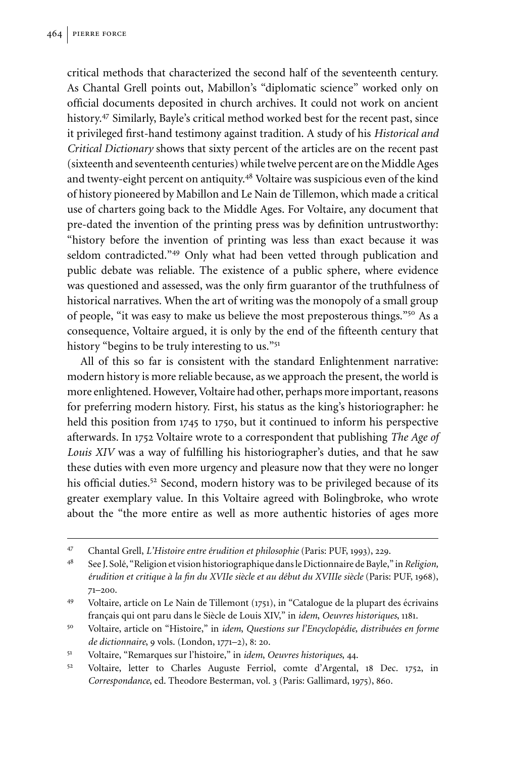critical methods that characterized the second half of the seventeenth century. As Chantal Grell points out, Mabillon's "diplomatic science" worked only on official documents deposited in church archives. It could not work on ancient history.[47] Similarly, Bayle's critical method worked best for the recent past, since it privileged first-hand testimony against tradition. A study of his *Historical and Critical Dictionary* shows that sixty percent of the articles are on the recent past (sixteenth and seventeenth centuries) while twelve percent are on the Middle Ages and twenty-eight percent on antiquity.[48] Voltaire was suspicious even of the kind of history pioneered by Mabillon and Le Nain de Tillemon, which made a critical use of charters going back to the Middle Ages. For Voltaire, any document that pre-dated the invention of the printing press was by definition untrustworthy: "history before the invention of printing was less than exact because it was seldom contradicted."[49] Only what had been vetted through publication and public debate was reliable. The existence of a public sphere, where evidence was questioned and assessed, was the only firm guarantor of the truthfulness of historical narratives. When the art of writing was the monopoly of a small group of people, "it was easy to make us believe the most preposterous things."[50] As a consequence, Voltaire argued, it is only by the end of the fifteenth century that history "begins to be truly interesting to us."[51]

All of this so far is consistent with the standard Enlightenment narrative: modern history is more reliable because, as we approach the present, the world is more enlightened. However, Voltaire had other, perhaps more important, reasons for preferring modern history. First, his status as the king's historiographer: he held this position from 1745 to 1750, but it continued to inform his perspective afterwards. In 1752 Voltaire wrote to a correspondent that publishing *The Age of Louis XIV* was a way of fulfilling his historiographer's duties, and that he saw these duties with even more urgency and pleasure now that they were no longer his official duties.[52] Second, modern history was to be privileged because of its greater exemplary value. In this Voltaire agreed with Bolingbroke, who wrote about the "the more entire as well as more authentic histories of ages more

---

[47] Chantal Grell, *L'Histoire entre érudition et philosophie* (Paris: PUF, 1993), 229.

[48] See J. Solé, "Religion et vision historiographique dans le Dictionnaire de Bayle," in *Religion, érudition et critique à la fin du XVIIe siècle et au début du XVIIIe siècle* (Paris: PUF, 1968), 71–200.

[49] Voltaire, article on Le Nain de Tillemont (1751), in "Catalogue de la plupart des écrivains français qui ont paru dans le Siècle de Louis XIV," in *idem, Oeuvres historiques*, 1181.

[50] Voltaire, article on "Histoire," in *idem*, *Questions sur l'Encyclopédie, distribuées en forme de dictionnaire*, 9 vols. (London, 1771–2), 8: 20.

[51] Voltaire, "Remarques sur l'histoire," in *idem*, *Oeuvres historiques*, 44.

[52] Voltaire, letter to Charles Auguste Ferriol, comte d'Argental, 18 Dec. 1752, in *Correspondance*, ed. Theodore Besterman, vol. 3 (Paris: Gallimard, 1975), 860.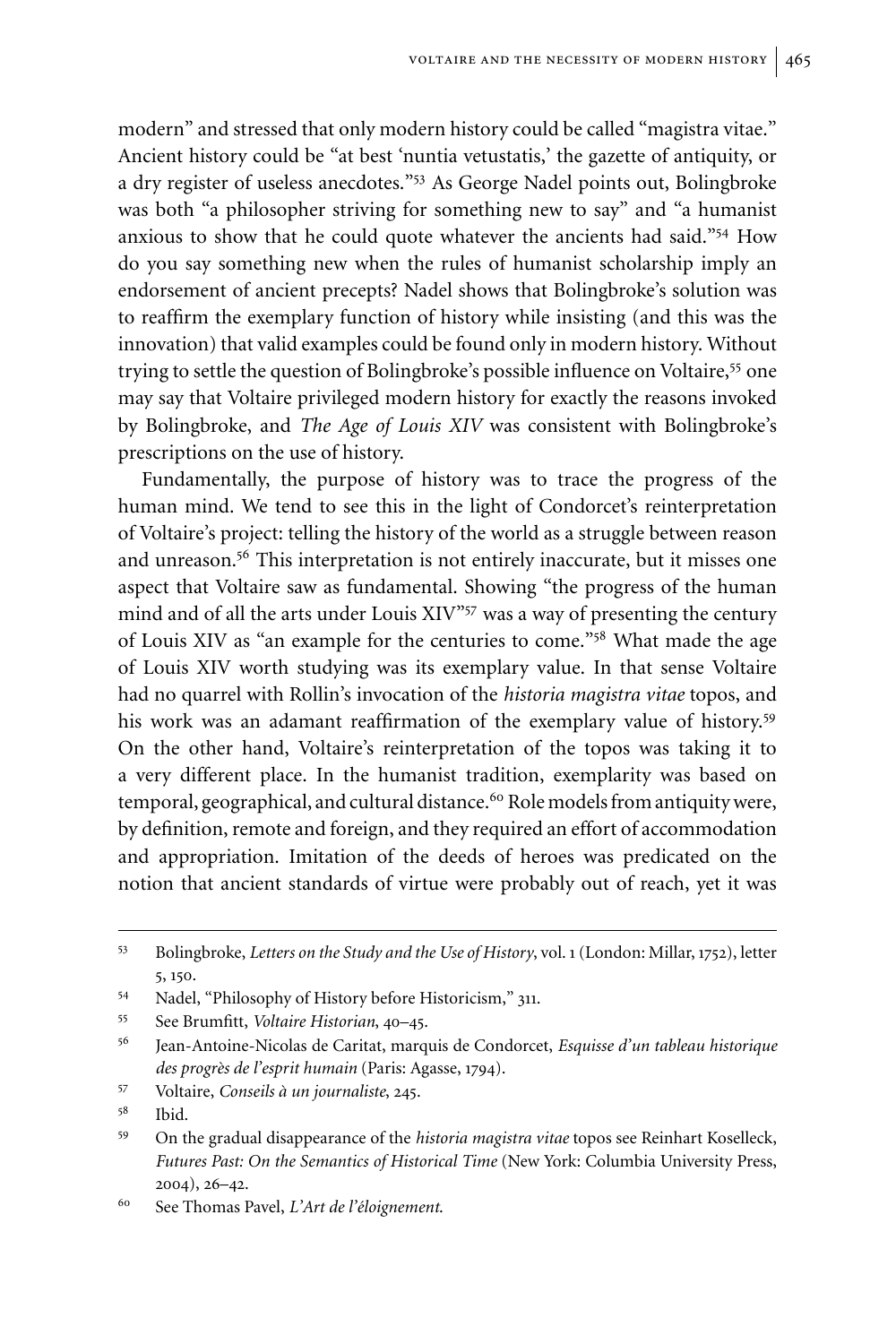modern" and stressed that only modern history could be called "magistra vitae." Ancient history could be "at best 'nuntia vetustatis,' the gazette of antiquity, or a dry register of useless anecdotes."[53] As George Nadel points out, Bolingbroke was both "a philosopher striving for something new to say" and "a humanist anxious to show that he could quote whatever the ancients had said."[54] How do you say something new when the rules of humanist scholarship imply an endorsement of ancient precepts? Nadel shows that Bolingbroke's solution was to reaffirm the exemplary function of history while insisting (and this was the innovation) that valid examples could be found only in modern history. Without trying to settle the question of Bolingbroke's possible influence on Voltaire,[55] one may say that Voltaire privileged modern history for exactly the reasons invoked by Bolingbroke, and *The Age of Louis XIV* was consistent with Bolingbroke's prescriptions on the use of history.

Fundamentally, the purpose of history was to trace the progress of the human mind. We tend to see this in the light of Condorcet's reinterpretation of Voltaire's project: telling the history of the world as a struggle between reason and unreason.[56] This interpretation is not entirely inaccurate, but it misses one aspect that Voltaire saw as fundamental. Showing "the progress of the human mind and of all the arts under Louis XIV"[57] was a way of presenting the century of Louis XIV as "an example for the centuries to come."[58] What made the age of Louis XIV worth studying was its exemplary value. In that sense Voltaire had no quarrel with Rollin's invocation of the *historia magistra vitae* topos, and his work was an adamant reaffirmation of the exemplary value of history.[59] On the other hand, Voltaire's reinterpretation of the topos was taking it to a very different place. In the humanist tradition, exemplarity was based on temporal, geographical, and cultural distance.[60] Role models from antiquity were, by definition, remote and foreign, and they required an effort of accommodation and appropriation. Imitation of the deeds of heroes was predicated on the notion that ancient standards of virtue were probably out of reach, yet it was

---

[53] Bolingbroke, *Letters on the Study and the Use of History*, vol. 1 (London: Millar, 1752), letter 5, 150.

[54] Nadel, "Philosophy of History before Historicism," 311.

[55] See Brumfitt, *Voltaire Historian*, 40–45.

[56] Jean-Antoine-Nicolas de Caritat, marquis de Condorcet, *Esquisse d'un tableau historique des progrès de l'esprit humain* (Paris: Agasse, 1794).

[57] Voltaire, *Conseils à un journaliste*, 245.

[58] Ibid.

[59] On the gradual disappearance of the *historia magistra vitae* topos see Reinhart Koselleck, *Futures Past: On the Semantics of Historical Time* (New York: Columbia University Press, 2004), 26–42.

[60] See Thomas Pavel, *L'Art de l'éloignement*.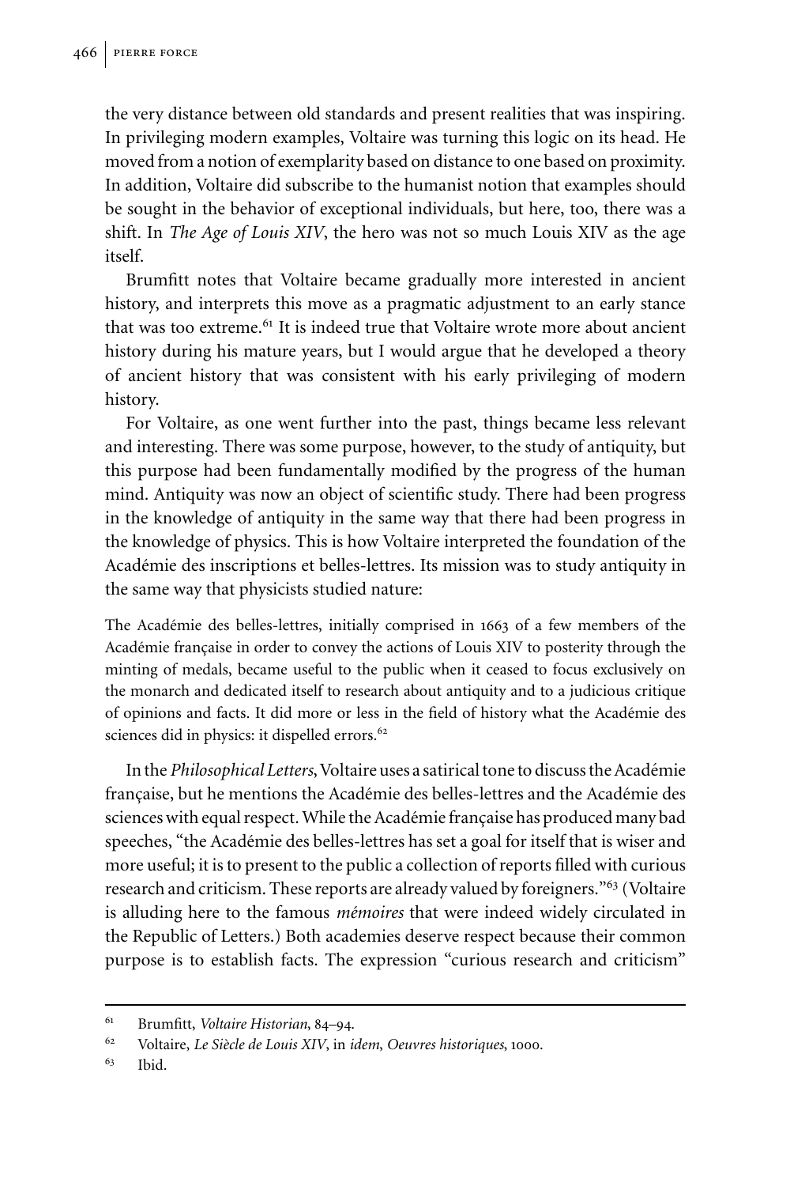the very distance between old standards and present realities that was inspiring. In privileging modern examples, Voltaire was turning this logic on its head. He moved from a notion of exemplarity based on distance to one based on proximity. In addition, Voltaire did subscribe to the humanist notion that examples should be sought in the behavior of exceptional individuals, but here, too, there was a shift. In *The Age of Louis XIV*, the hero was not so much Louis XIV as the age itself.

Brumfitt notes that Voltaire became gradually more interested in ancient history, and interprets this move as a pragmatic adjustment to an early stance that was too extreme.[61] It is indeed true that Voltaire wrote more about ancient history during his mature years, but I would argue that he developed a theory of ancient history that was consistent with his early privileging of modern history.

For Voltaire, as one went further into the past, things became less relevant and interesting. There was some purpose, however, to the study of antiquity, but this purpose had been fundamentally modified by the progress of the human mind. Antiquity was now an object of scientific study. There had been progress in the knowledge of antiquity in the same way that there had been progress in the knowledge of physics. This is how Voltaire interpreted the foundation of the Académie des inscriptions et belles-lettres. Its mission was to study antiquity in the same way that physicists studied nature:

> The Académie des belles-lettres, initially comprised in 1663 of a few members of the Académie française in order to convey the actions of Louis XIV to posterity through the minting of medals, became useful to the public when it ceased to focus exclusively on the monarch and dedicated itself to research about antiquity and to a judicious critique of opinions and facts. It did more or less in the field of history what the Académie des sciences did in physics: it dispelled errors.[62]

In the *Philosophical Letters*, Voltaire uses a satirical tone to discuss the Académie française, but he mentions the Académie des belles-lettres and the Académie des sciences with equal respect. While the Académie française has produced many bad speeches, "the Académie des belles-lettres has set a goal for itself that is wiser and more useful; it is to present to the public a collection of reports filled with curious research and criticism. These reports are already valued by foreigners."[63] (Voltaire is alluding here to the famous *mémoires* that were indeed widely circulated in the Republic of Letters.) Both academies deserve respect because their common purpose is to establish facts. The expression "curious research and criticism"

---

[61] Brumfitt, *Voltaire Historian*, 84–94.

[62] Voltaire, *Le Siècle de Louis XIV*, in *idem*, *Oeuvres historiques*, 1000.

[63] Ibid.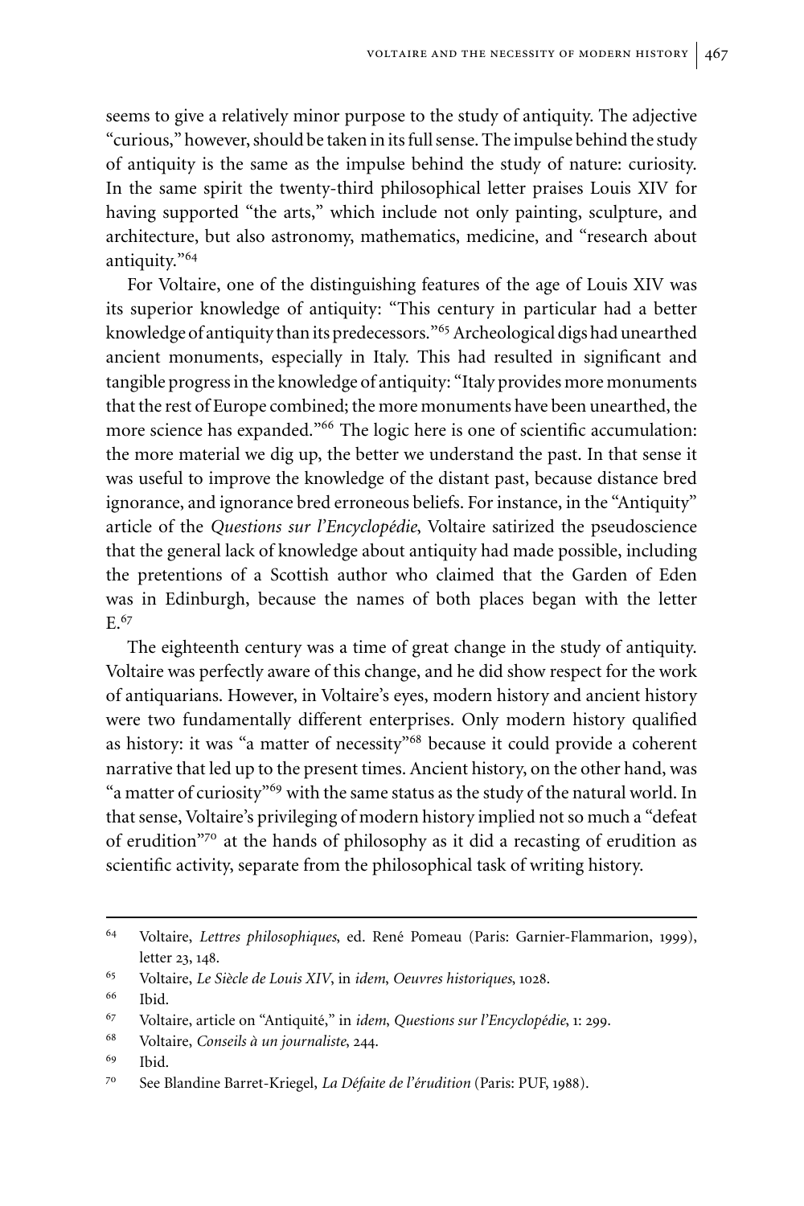seems to give a relatively minor purpose to the study of antiquity. The adjective "curious," however, should be taken in its full sense. The impulse behind the study of antiquity is the same as the impulse behind the study of nature: curiosity. In the same spirit the twenty-third philosophical letter praises Louis XIV for having supported "the arts," which include not only painting, sculpture, and architecture, but also astronomy, mathematics, medicine, and "research about antiquity."[64]

For Voltaire, one of the distinguishing features of the age of Louis XIV was its superior knowledge of antiquity: "This century in particular had a better knowledge of antiquity than its predecessors."[65] Archeological digs had unearthed ancient monuments, especially in Italy. This had resulted in significant and tangible progress in the knowledge of antiquity: "Italy provides more monuments that the rest of Europe combined; the more monuments have been unearthed, the more science has expanded."[66] The logic here is one of scientific accumulation: the more material we dig up, the better we understand the past. In that sense it was useful to improve the knowledge of the distant past, because distance bred ignorance, and ignorance bred erroneous beliefs. For instance, in the "Antiquity" article of the *Questions sur l'Encyclopédie*, Voltaire satirized the pseudoscience that the general lack of knowledge about antiquity had made possible, including the pretentions of a Scottish author who claimed that the Garden of Eden was in Edinburgh, because the names of both places began with the letter E.[67]

The eighteenth century was a time of great change in the study of antiquity. Voltaire was perfectly aware of this change, and he did show respect for the work of antiquarians. However, in Voltaire's eyes, modern history and ancient history were two fundamentally different enterprises. Only modern history qualified as history: it was "a matter of necessity"[68] because it could provide a coherent narrative that led up to the present times. Ancient history, on the other hand, was "a matter of curiosity"[69] with the same status as the study of the natural world. In that sense, Voltaire's privileging of modern history implied not so much a "defeat of erudition"[70] at the hands of philosophy as it did a recasting of erudition as scientific activity, separate from the philosophical task of writing history.

---

64 Voltaire, *Lettres philosophiques*, ed. René Pomeau (Paris: Garnier-Flammarion, 1999), letter 23, 148.

65 Voltaire, *Le Siècle de Louis XIV*, in *idem*, *Oeuvres historiques*, 1028.

66 Ibid.

67 Voltaire, article on "Antiquité," in *idem*, *Questions sur l'Encyclopédie*, 1: 299.

68 Voltaire, *Conseils à un journaliste*, 244.

69 Ibid.

70 See Blandine Barret-Kriegel, *La Défaite de l'érudition* (Paris: PUF, 1988).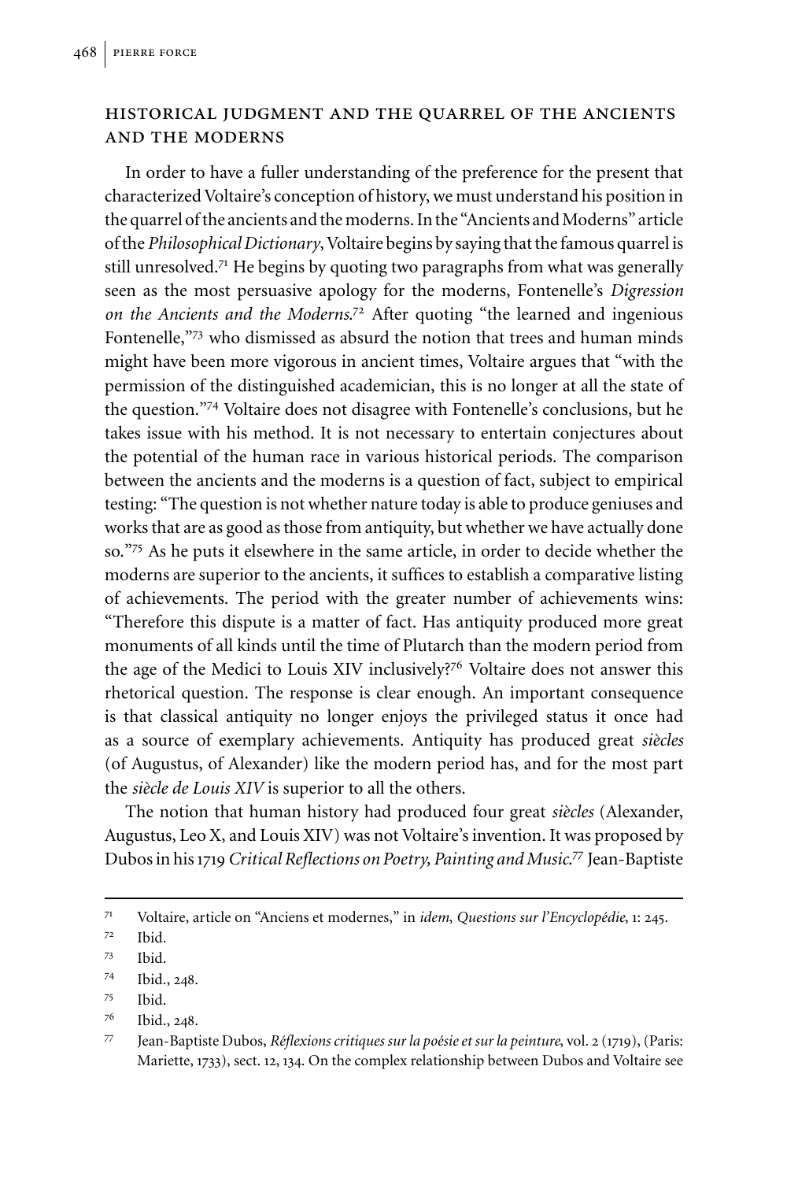## HISTORICAL JUDGMENT AND THE QUARREL OF THE ANCIENTS AND THE MODERNS

In order to have a fuller understanding of the preference for the present that characterized Voltaire's conception of history, we must understand his position in the quarrel of the ancients and the moderns. In the "Ancients and Moderns" article of the *Philosophical Dictionary*, Voltaire begins by saying that the famous quarrel is still unresolved.[71] He begins by quoting two paragraphs from what was generally seen as the most persuasive apology for the moderns, Fontenelle's *Digression on the Ancients and the Moderns*.[72] After quoting "the learned and ingenious Fontenelle,"[73] who dismissed as absurd the notion that trees and human minds might have been more vigorous in ancient times, Voltaire argues that "with the permission of the distinguished academician, this is no longer at all the state of the question."[74] Voltaire does not disagree with Fontenelle's conclusions, but he takes issue with his method. It is not necessary to entertain conjectures about the potential of the human race in various historical periods. The comparison between the ancients and the moderns is a question of fact, subject to empirical testing: "The question is not whether nature today is able to produce geniuses and works that are as good as those from antiquity, but whether we have actually done so."[75] As he puts it elsewhere in the same article, in order to decide whether the moderns are superior to the ancients, it suffices to establish a comparative listing of achievements. The period with the greater number of achievements wins: "Therefore this dispute is a matter of fact. Has antiquity produced more great monuments of all kinds until the time of Plutarch than the modern period from the age of the Medici to Louis XIV inclusively?[76] Voltaire does not answer this rhetorical question. The response is clear enough. An important consequence is that classical antiquity no longer enjoys the privileged status it once had as a source of exemplary achievements. Antiquity has produced great *siècles* (of Augustus, of Alexander) like the modern period has, and for the most part the *siècle de Louis XIV* is superior to all the others.

The notion that human history had produced four great *siècles* (Alexander, Augustus, Leo X, and Louis XIV) was not Voltaire's invention. It was proposed by Dubos in his 1719 *Critical Reflections on Poetry, Painting and Music*.[77] Jean-Baptiste

---

[71] Voltaire, article on "Anciens et modernes," in *idem*, *Questions sur l'Encyclopédie*, 1: 245.

[72] Ibid.

[73] Ibid.

[74] Ibid., 248.

[75] Ibid.

[76] Ibid., 248.

[77] Jean-Baptiste Dubos, *Réflexions critiques sur la poésie et sur la peinture*, vol. 2 (1719), (Paris: Mariette, 1733), sect. 12, 134. On the complex relationship between Dubos and Voltaire see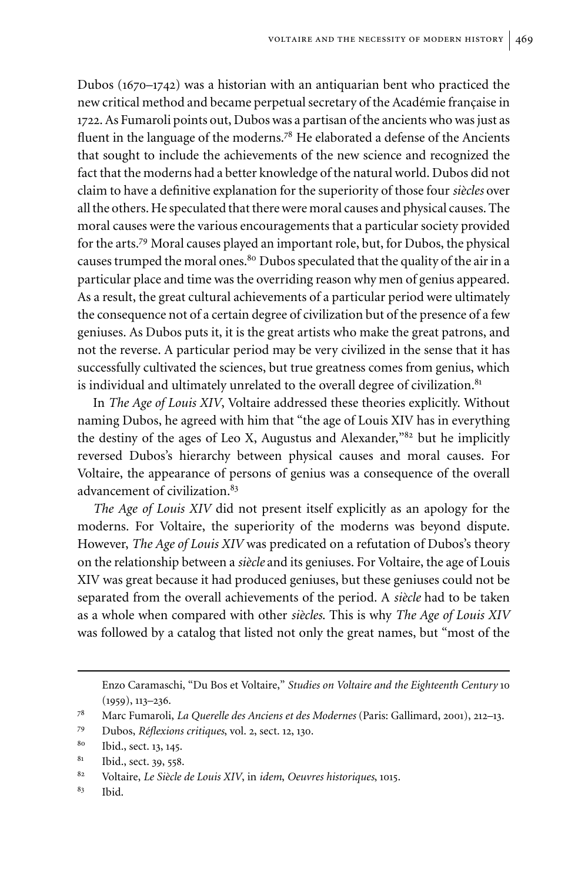Dubos (1670–1742) was a historian with an antiquarian bent who practiced the new critical method and became perpetual secretary of the Académie française in 1722. As Fumaroli points out, Dubos was a partisan of the ancients who was just as fluent in the language of the moderns.[78] He elaborated a defense of the Ancients that sought to include the achievements of the new science and recognized the fact that the moderns had a better knowledge of the natural world. Dubos did not claim to have a definitive explanation for the superiority of those four *siècles* over all the others. He speculated that there were moral causes and physical causes. The moral causes were the various encouragements that a particular society provided for the arts.[79] Moral causes played an important role, but, for Dubos, the physical causes trumped the moral ones.[80] Dubos speculated that the quality of the air in a particular place and time was the overriding reason why men of genius appeared. As a result, the great cultural achievements of a particular period were ultimately the consequence not of a certain degree of civilization but of the presence of a few geniuses. As Dubos puts it, it is the great artists who make the great patrons, and not the reverse. A particular period may be very civilized in the sense that it has successfully cultivated the sciences, but true greatness comes from genius, which is individual and ultimately unrelated to the overall degree of civilization.[81]

In *The Age of Louis XIV*, Voltaire addressed these theories explicitly. Without naming Dubos, he agreed with him that "the age of Louis XIV has in everything the destiny of the ages of Leo X, Augustus and Alexander,"[82] but he implicitly reversed Dubos's hierarchy between physical causes and moral causes. For Voltaire, the appearance of persons of genius was a consequence of the overall advancement of civilization.[83]

*The Age of Louis XIV* did not present itself explicitly as an apology for the moderns. For Voltaire, the superiority of the moderns was beyond dispute. However, *The Age of Louis XIV* was predicated on a refutation of Dubos's theory on the relationship between a *siècle* and its geniuses. For Voltaire, the age of Louis XIV was great because it had produced geniuses, but these geniuses could not be separated from the overall achievements of the period. A *siècle* had to be taken as a whole when compared with other *siècles*. This is why *The Age of Louis XIV* was followed by a catalog that listed not only the great names, but "most of the

---

Enzo Caramaschi, "Du Bos et Voltaire," *Studies on Voltaire and the Eighteenth Century* 10 (1959), 113–236.

[78] Marc Fumaroli, *La Querelle des Anciens et des Modernes* (Paris: Gallimard, 2001), 212–13.

[79] Dubos, *Réflexions critiques*, vol. 2, sect. 12, 130.

[80] Ibid., sect. 13, 145.

[81] Ibid., sect. 39, 558.

[82] Voltaire, *Le Siècle de Louis XIV*, in *idem*, *Oeuvres historiques*, 1015.

[83] Ibid.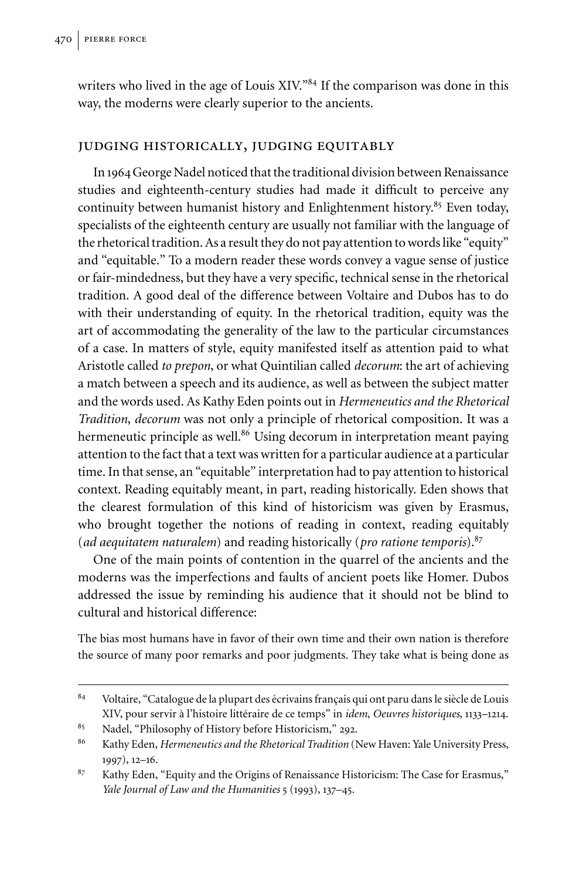writers who lived in the age of Louis XIV."[84] If the comparison was done in this way, the moderns were clearly superior to the ancients.

## JUDGING HISTORICALLY, JUDGING EQUITABLY

In 1964 George Nadel noticed that the traditional division between Renaissance studies and eighteenth-century studies had made it difficult to perceive any continuity between humanist history and Enlightenment history.[85] Even today, specialists of the eighteenth century are usually not familiar with the language of the rhetorical tradition. As a result they do not pay attention to words like "equity" and "equitable." To a modern reader these words convey a vague sense of justice or fair-mindedness, but they have a very specific, technical sense in the rhetorical tradition. A good deal of the difference between Voltaire and Dubos has to do with their understanding of equity. In the rhetorical tradition, equity was the art of accommodating the generality of the law to the particular circumstances of a case. In matters of style, equity manifested itself as attention paid to what Aristotle called *to prepon*, or what Quintilian called *decorum*: the art of achieving a match between a speech and its audience, as well as between the subject matter and the words used. As Kathy Eden points out in *Hermeneutics and the Rhetorical Tradition*, *decorum* was not only a principle of rhetorical composition. It was a hermeneutic principle as well.[86] Using decorum in interpretation meant paying attention to the fact that a text was written for a particular audience at a particular time. In that sense, an "equitable" interpretation had to pay attention to historical context. Reading equitably meant, in part, reading historically. Eden shows that the clearest formulation of this kind of historicism was given by Erasmus, who brought together the notions of reading in context, reading equitably (*ad aequitatem naturalem*) and reading historically (*pro ratione temporis*).[87]

One of the main points of contention in the quarrel of the ancients and the moderns was the imperfections and faults of ancient poets like Homer. Dubos addressed the issue by reminding his audience that it should not be blind to cultural and historical difference:

The bias most humans have in favor of their own time and their own nation is therefore the source of many poor remarks and poor judgments. They take what is being done as

---

[84] Voltaire, "Catalogue de la plupart des écrivains français qui ont paru dans le siècle de Louis XIV, pour servir à l'histoire littéraire de ce temps" in *idem, Oeuvres historiques*, 1133–1214.

[85] Nadel, "Philosophy of History before Historicism," 292.

[86] Kathy Eden, *Hermeneutics and the Rhetorical Tradition* (New Haven: Yale University Press, 1997), 12–16.

[87] Kathy Eden, "Equity and the Origins of Renaissance Historicism: The Case for Erasmus," *Yale Journal of Law and the Humanities* 5 (1993), 137–45.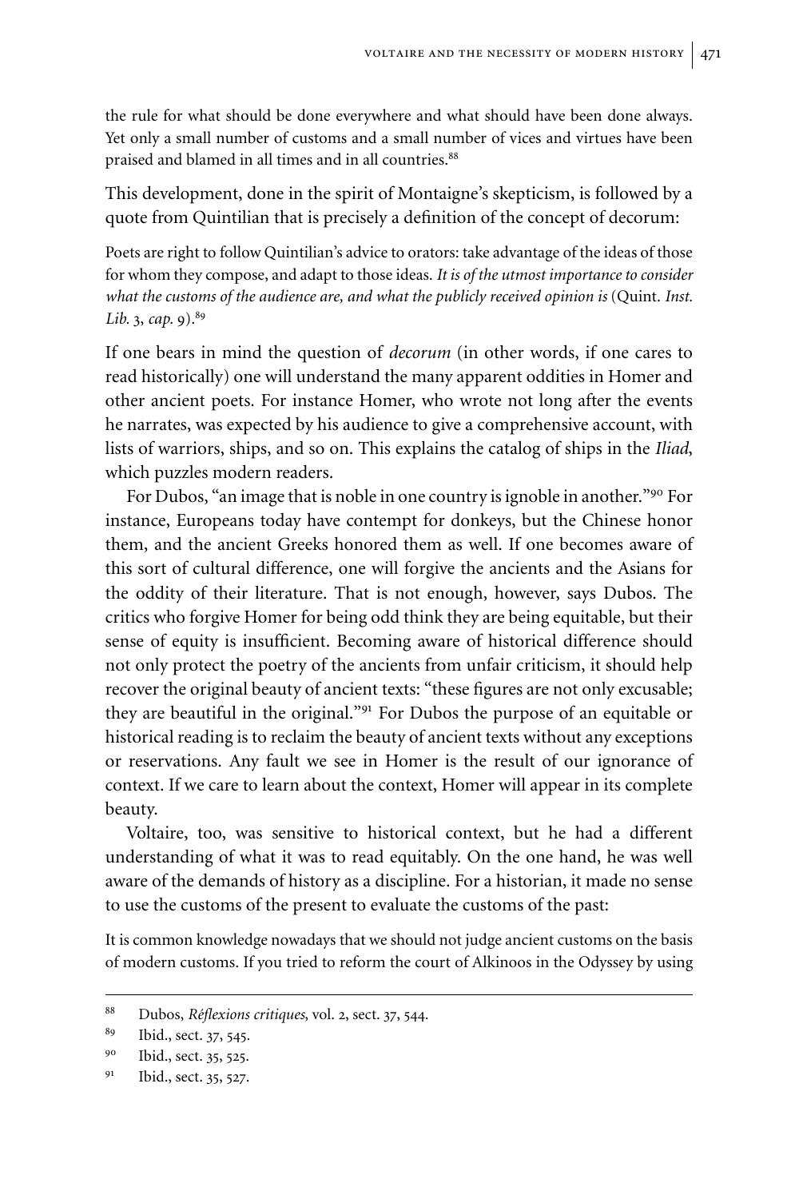the rule for what should be done everywhere and what should have been done always. Yet only a small number of customs and a small number of vices and virtues have been praised and blamed in all times and in all countries.[88]

This development, done in the spirit of Montaigne's skepticism, is followed by a quote from Quintilian that is precisely a definition of the concept of decorum:

> Poets are right to follow Quintilian's advice to orators: take advantage of the ideas of those for whom they compose, and adapt to those ideas. *It is of the utmost importance to consider what the customs of the audience are, and what the publicly received opinion is* (Quint. *Inst. Lib.* 3, *cap.* 9).[89]

If one bears in mind the question of *decorum* (in other words, if one cares to read historically) one will understand the many apparent oddities in Homer and other ancient poets. For instance Homer, who wrote not long after the events he narrates, was expected by his audience to give a comprehensive account, with lists of warriors, ships, and so on. This explains the catalog of ships in the *Iliad*, which puzzles modern readers.

For Dubos, "an image that is noble in one country is ignoble in another."[90] For instance, Europeans today have contempt for donkeys, but the Chinese honor them, and the ancient Greeks honored them as well. If one becomes aware of this sort of cultural difference, one will forgive the ancients and the Asians for the oddity of their literature. That is not enough, however, says Dubos. The critics who forgive Homer for being odd think they are being equitable, but their sense of equity is insufficient. Becoming aware of historical difference should not only protect the poetry of the ancients from unfair criticism, it should help recover the original beauty of ancient texts: "these figures are not only excusable; they are beautiful in the original."[91] For Dubos the purpose of an equitable or historical reading is to reclaim the beauty of ancient texts without any exceptions or reservations. Any fault we see in Homer is the result of our ignorance of context. If we care to learn about the context, Homer will appear in its complete beauty.

Voltaire, too, was sensitive to historical context, but he had a different understanding of what it was to read equitably. On the one hand, he was well aware of the demands of history as a discipline. For a historian, it made no sense to use the customs of the present to evaluate the customs of the past:

> It is common knowledge nowadays that we should not judge ancient customs on the basis of modern customs. If you tried to reform the court of Alkinoos in the Odyssey by using

---

[88] Dubos, *Réflexions critiques*, vol. 2, sect. 37, 544.

[89] Ibid., sect. 37, 545.

[90] Ibid., sect. 35, 525.

[91] Ibid., sect. 35, 527.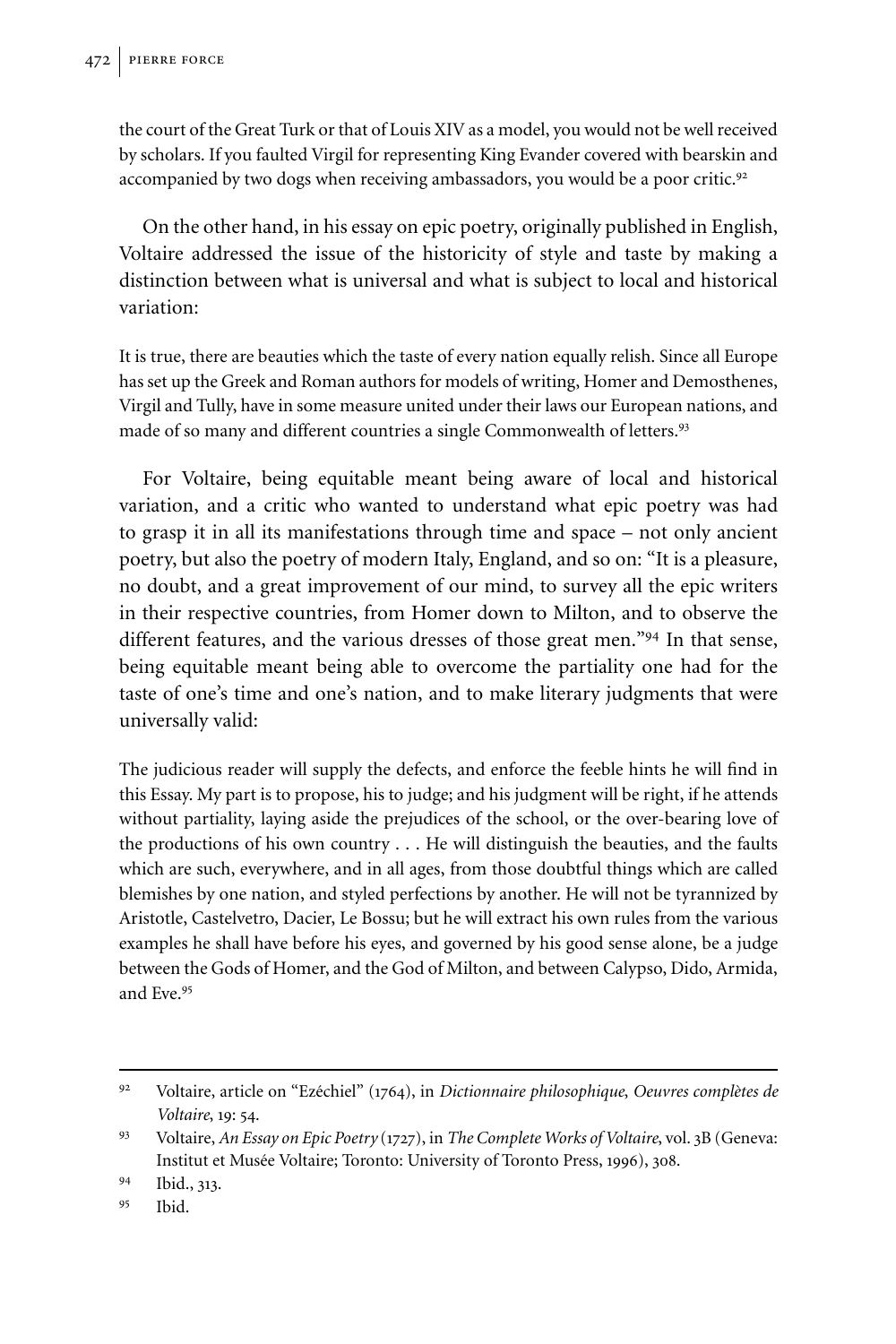the court of the Great Turk or that of Louis XIV as a model, you would not be well received by scholars. If you faulted Virgil for representing King Evander covered with bearskin and accompanied by two dogs when receiving ambassadors, you would be a poor critic.[92]

On the other hand, in his essay on epic poetry, originally published in English, Voltaire addressed the issue of the historicity of style and taste by making a distinction between what is universal and what is subject to local and historical variation:

It is true, there are beauties which the taste of every nation equally relish. Since all Europe has set up the Greek and Roman authors for models of writing, Homer and Demosthenes, Virgil and Tully, have in some measure united under their laws our European nations, and made of so many and different countries a single Commonwealth of letters.[93]

For Voltaire, being equitable meant being aware of local and historical variation, and a critic who wanted to understand what epic poetry was had to grasp it in all its manifestations through time and space – not only ancient poetry, but also the poetry of modern Italy, England, and so on: "It is a pleasure, no doubt, and a great improvement of our mind, to survey all the epic writers in their respective countries, from Homer down to Milton, and to observe the different features, and the various dresses of those great men."[94] In that sense, being equitable meant being able to overcome the partiality one had for the taste of one's time and one's nation, and to make literary judgments that were universally valid:

The judicious reader will supply the defects, and enforce the feeble hints he will find in this Essay. My part is to propose, his to judge; and his judgment will be right, if he attends without partiality, laying aside the prejudices of the school, or the over-bearing love of the productions of his own country . . . He will distinguish the beauties, and the faults which are such, everywhere, and in all ages, from those doubtful things which are called blemishes by one nation, and styled perfections by another. He will not be tyrannized by Aristotle, Castelvetro, Dacier, Le Bossu; but he will extract his own rules from the various examples he shall have before his eyes, and governed by his good sense alone, be a judge between the Gods of Homer, and the God of Milton, and between Calypso, Dido, Armida, and Eve.[95]

---

92 Voltaire, article on "Ezéchiel" (1764), in *Dictionnaire philosophique*, *Oeuvres complètes de Voltaire*, 19: 54.

93 Voltaire, *An Essay on Epic Poetry* (1727), in *The Complete Works of Voltaire*, vol. 3B (Geneva: Institut et Musée Voltaire; Toronto: University of Toronto Press, 1996), 308.

94 Ibid., 313.

95 Ibid.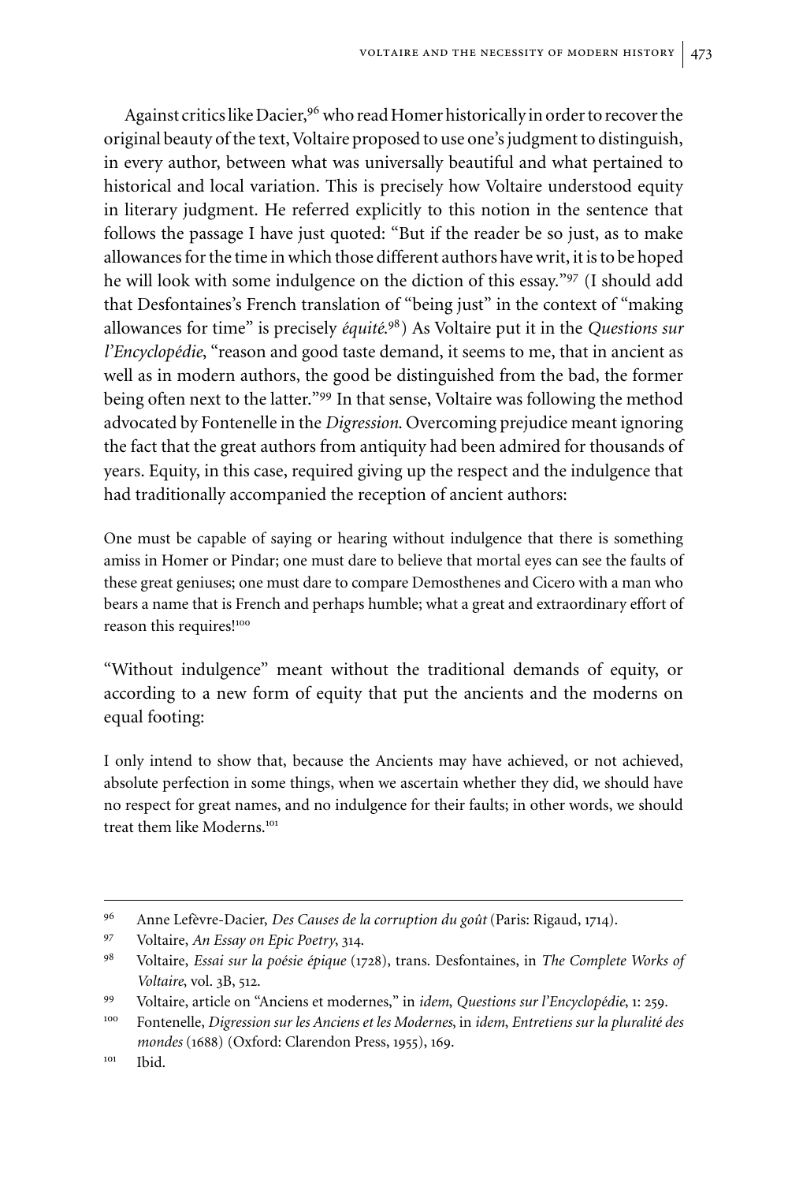Against critics like Dacier,[96] who read Homer historically in order to recover the original beauty of the text, Voltaire proposed to use one's judgment to distinguish, in every author, between what was universally beautiful and what pertained to historical and local variation. This is precisely how Voltaire understood equity in literary judgment. He referred explicitly to this notion in the sentence that follows the passage I have just quoted: "But if the reader be so just, as to make allowances for the time in which those different authors have writ, it is to be hoped he will look with some indulgence on the diction of this essay."[97] (I should add that Desfontaines's French translation of "being just" in the context of "making allowances for time" is precisely *équité*.[98]) As Voltaire put it in the *Questions sur l'Encyclopédie*, "reason and good taste demand, it seems to me, that in ancient as well as in modern authors, the good be distinguished from the bad, the former being often next to the latter."[99] In that sense, Voltaire was following the method advocated by Fontenelle in the *Digression*. Overcoming prejudice meant ignoring the fact that the great authors from antiquity had been admired for thousands of years. Equity, in this case, required giving up the respect and the indulgence that had traditionally accompanied the reception of ancient authors:

> One must be capable of saying or hearing without indulgence that there is something amiss in Homer or Pindar; one must dare to believe that mortal eyes can see the faults of these great geniuses; one must dare to compare Demosthenes and Cicero with a man who bears a name that is French and perhaps humble; what a great and extraordinary effort of reason this requires![100]

"Without indulgence" meant without the traditional demands of equity, or according to a new form of equity that put the ancients and the moderns on equal footing:

> I only intend to show that, because the Ancients may have achieved, or not achieved, absolute perfection in some things, when we ascertain whether they did, we should have no respect for great names, and no indulgence for their faults; in other words, we should treat them like Moderns.[101]

---

[96] Anne Lefèvre-Dacier, *Des Causes de la corruption du goût* (Paris: Rigaud, 1714).

[97] Voltaire, *An Essay on Epic Poetry*, 314.

[98] Voltaire, *Essai sur la poésie épique* (1728), trans. Desfontaines, in *The Complete Works of Voltaire*, vol. 3B, 512.

[99] Voltaire, article on "Anciens et modernes," in *idem*, *Questions sur l'Encyclopédie*, 1: 259.

[100] Fontenelle, *Digression sur les Anciens et les Modernes*, in *idem*, *Entretiens sur la pluralité des mondes* (1688) (Oxford: Clarendon Press, 1955), 169.

[101] Ibid.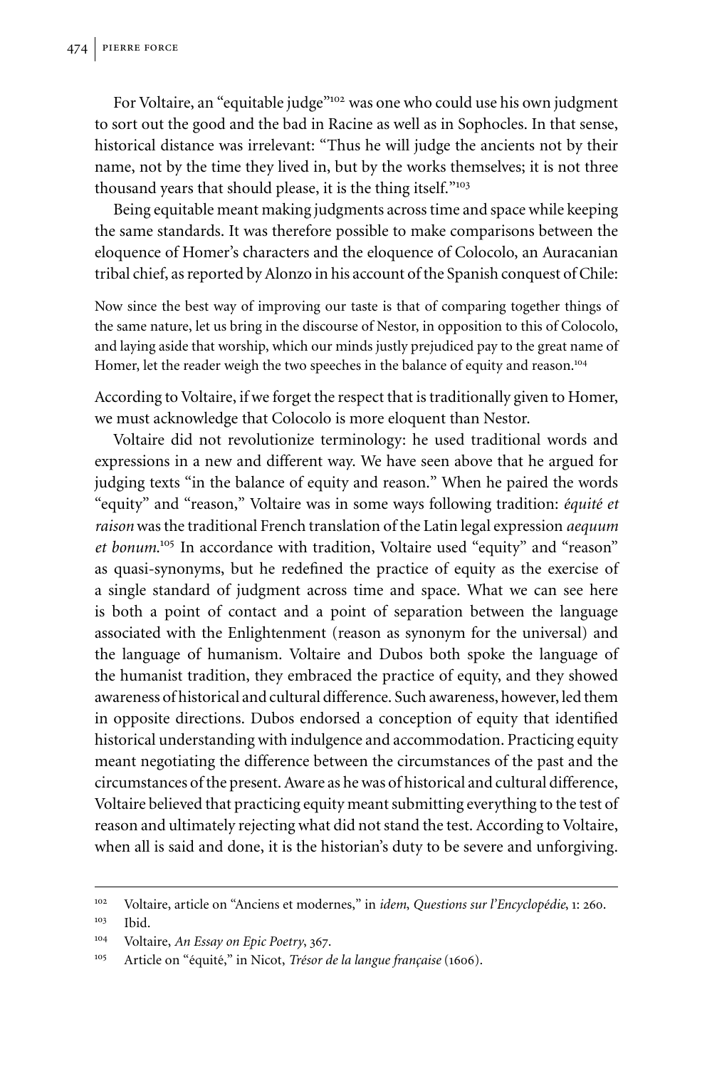For Voltaire, an "equitable judge"[102] was one who could use his own judgment to sort out the good and the bad in Racine as well as in Sophocles. In that sense, historical distance was irrelevant: "Thus he will judge the ancients not by their name, not by the time they lived in, but by the works themselves; it is not three thousand years that should please, it is the thing itself."[103]

Being equitable meant making judgments across time and space while keeping the same standards. It was therefore possible to make comparisons between the eloquence of Homer's characters and the eloquence of Colocolo, an Auracanian tribal chief, as reported by Alonzo in his account of the Spanish conquest of Chile:

> Now since the best way of improving our taste is that of comparing together things of the same nature, let us bring in the discourse of Nestor, in opposition to this of Colocolo, and laying aside that worship, which our minds justly prejudiced pay to the great name of Homer, let the reader weigh the two speeches in the balance of equity and reason.[104]

According to Voltaire, if we forget the respect that is traditionally given to Homer, we must acknowledge that Colocolo is more eloquent than Nestor.

Voltaire did not revolutionize terminology: he used traditional words and expressions in a new and different way. We have seen above that he argued for judging texts "in the balance of equity and reason." When he paired the words "equity" and "reason," Voltaire was in some ways following tradition: *équité et raison* was the traditional French translation of the Latin legal expression *aequum et bonum*.[105] In accordance with tradition, Voltaire used "equity" and "reason" as quasi-synonyms, but he redefined the practice of equity as the exercise of a single standard of judgment across time and space. What we can see here is both a point of contact and a point of separation between the language associated with the Enlightenment (reason as synonym for the universal) and the language of humanism. Voltaire and Dubos both spoke the language of the humanist tradition, they embraced the practice of equity, and they showed awareness of historical and cultural difference. Such awareness, however, led them in opposite directions. Dubos endorsed a conception of equity that identified historical understanding with indulgence and accommodation. Practicing equity meant negotiating the difference between the circumstances of the past and the circumstances of the present. Aware as he was of historical and cultural difference, Voltaire believed that practicing equity meant submitting everything to the test of reason and ultimately rejecting what did not stand the test. According to Voltaire, when all is said and done, it is the historian's duty to be severe and unforgiving.

---

[102] Voltaire, article on "Anciens et modernes," in *idem*, *Questions sur l'Encyclopédie*, 1: 260.

[103] Ibid.

[104] Voltaire, *An Essay on Epic Poetry*, 367.

[105] Article on "équité," in Nicot, *Trésor de la langue française* (1606).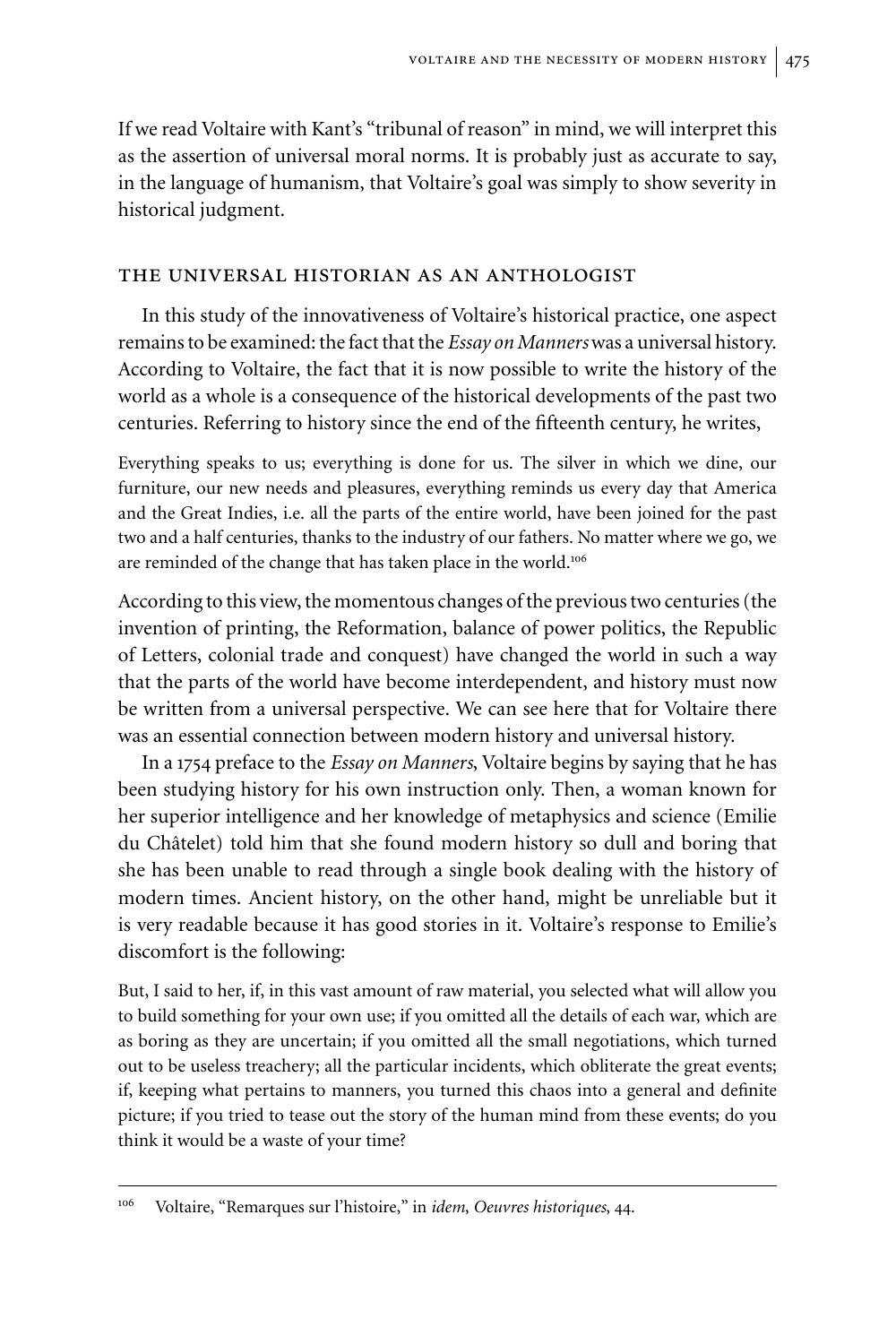If we read Voltaire with Kant's "tribunal of reason" in mind, we will interpret this as the assertion of universal moral norms. It is probably just as accurate to say, in the language of humanism, that Voltaire's goal was simply to show severity in historical judgment.

## THE UNIVERSAL HISTORIAN AS AN ANTHOLOGIST

In this study of the innovativeness of Voltaire's historical practice, one aspect remains to be examined: the fact that the *Essay on Manners* was a universal history. According to Voltaire, the fact that it is now possible to write the history of the world as a whole is a consequence of the historical developments of the past two centuries. Referring to history since the end of the fifteenth century, he writes,

> Everything speaks to us; everything is done for us. The silver in which we dine, our furniture, our new needs and pleasures, everything reminds us every day that America and the Great Indies, i.e. all the parts of the entire world, have been joined for the past two and a half centuries, thanks to the industry of our fathers. No matter where we go, we are reminded of the change that has taken place in the world.[106]

According to this view, the momentous changes of the previous two centuries (the invention of printing, the Reformation, balance of power politics, the Republic of Letters, colonial trade and conquest) have changed the world in such a way that the parts of the world have become interdependent, and history must now be written from a universal perspective. We can see here that for Voltaire there was an essential connection between modern history and universal history.

In a 1754 preface to the *Essay on Manners*, Voltaire begins by saying that he has been studying history for his own instruction only. Then, a woman known for her superior intelligence and her knowledge of metaphysics and science (Emilie du Châtelet) told him that she found modern history so dull and boring that she has been unable to read through a single book dealing with the history of modern times. Ancient history, on the other hand, might be unreliable but it is very readable because it has good stories in it. Voltaire's response to Emilie's discomfort is the following:

> But, I said to her, if, in this vast amount of raw material, you selected what will allow you to build something for your own use; if you omitted all the details of each war, which are as boring as they are uncertain; if you omitted all the small negotiations, which turned out to be useless treachery; all the particular incidents, which obliterate the great events; if, keeping what pertains to manners, you turned this chaos into a general and definite picture; if you tried to tease out the story of the human mind from these events; do you think it would be a waste of your time?

---

[106] Voltaire, "Remarques sur l'histoire," in *idem*, *Oeuvres historiques*, 44.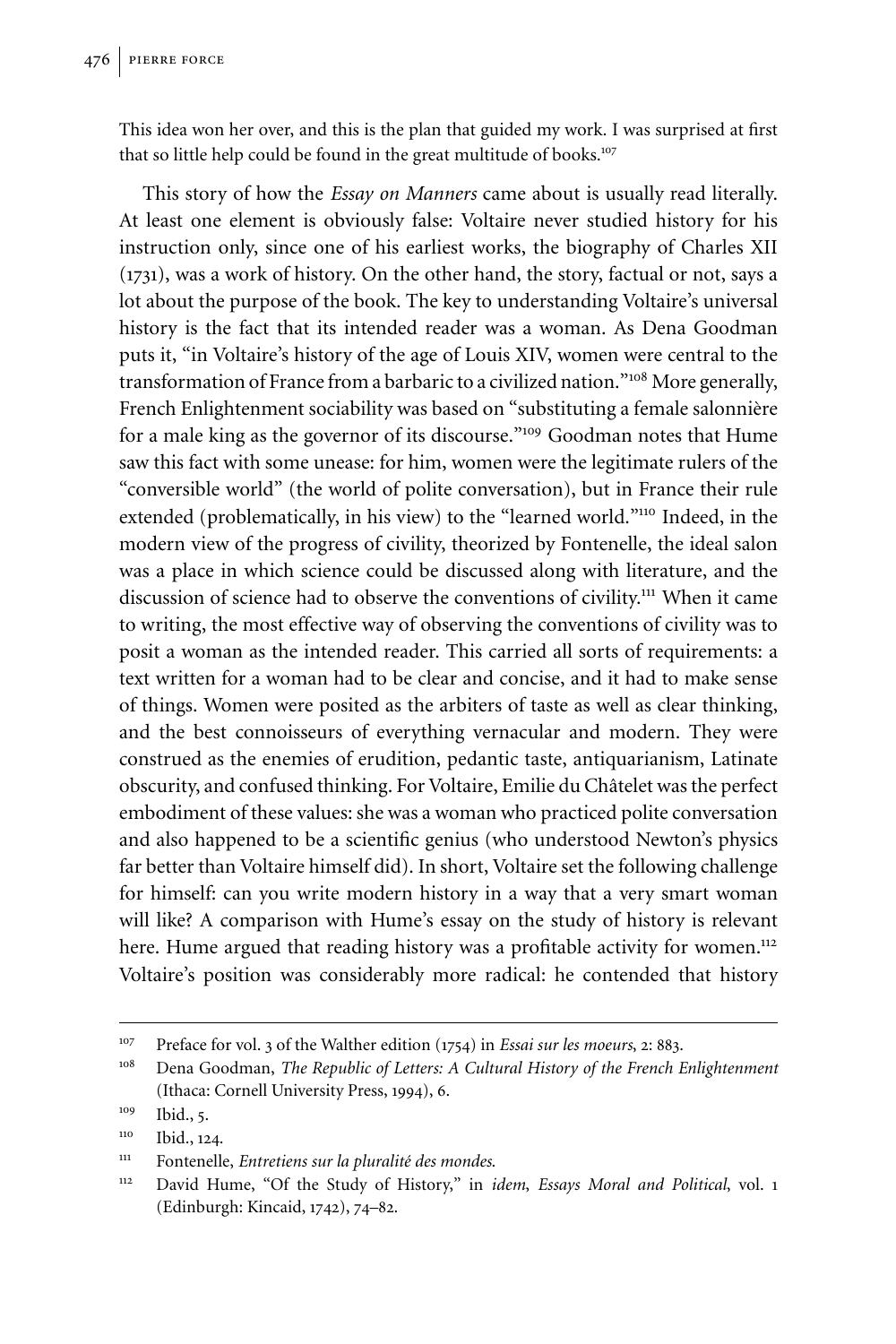This idea won her over, and this is the plan that guided my work. I was surprised at first that so little help could be found in the great multitude of books.[107]

This story of how the *Essay on Manners* came about is usually read literally. At least one element is obviously false: Voltaire never studied history for his instruction only, since one of his earliest works, the biography of Charles XII (1731), was a work of history. On the other hand, the story, factual or not, says a lot about the purpose of the book. The key to understanding Voltaire's universal history is the fact that its intended reader was a woman. As Dena Goodman puts it, "in Voltaire's history of the age of Louis XIV, women were central to the transformation of France from a barbaric to a civilized nation."[108] More generally, French Enlightenment sociability was based on "substituting a female salonnière for a male king as the governor of its discourse."[109] Goodman notes that Hume saw this fact with some unease: for him, women were the legitimate rulers of the "conversible world" (the world of polite conversation), but in France their rule extended (problematically, in his view) to the "learned world."[110] Indeed, in the modern view of the progress of civility, theorized by Fontenelle, the ideal salon was a place in which science could be discussed along with literature, and the discussion of science had to observe the conventions of civility.[111] When it came to writing, the most effective way of observing the conventions of civility was to posit a woman as the intended reader. This carried all sorts of requirements: a text written for a woman had to be clear and concise, and it had to make sense of things. Women were posited as the arbiters of taste as well as clear thinking, and the best connoisseurs of everything vernacular and modern. They were construed as the enemies of erudition, pedantic taste, antiquarianism, Latinate obscurity, and confused thinking. For Voltaire, Emilie du Châtelet was the perfect embodiment of these values: she was a woman who practiced polite conversation and also happened to be a scientific genius (who understood Newton's physics far better than Voltaire himself did). In short, Voltaire set the following challenge for himself: can you write modern history in a way that a very smart woman will like? A comparison with Hume's essay on the study of history is relevant here. Hume argued that reading history was a profitable activity for women.[112] Voltaire's position was considerably more radical: he contended that history

---

[107] Preface for vol. 3 of the Walther edition (1754) in *Essai sur les moeurs*, 2: 883.

[108] Dena Goodman, *The Republic of Letters: A Cultural History of the French Enlightenment* (Ithaca: Cornell University Press, 1994), 6.

[109] Ibid., 5.

[110] Ibid., 124.

[111] Fontenelle, *Entretiens sur la pluralité des mondes.*

[112] David Hume, "Of the Study of History," in *idem*, *Essays Moral and Political*, vol. 1 (Edinburgh: Kincaid, 1742), 74–82.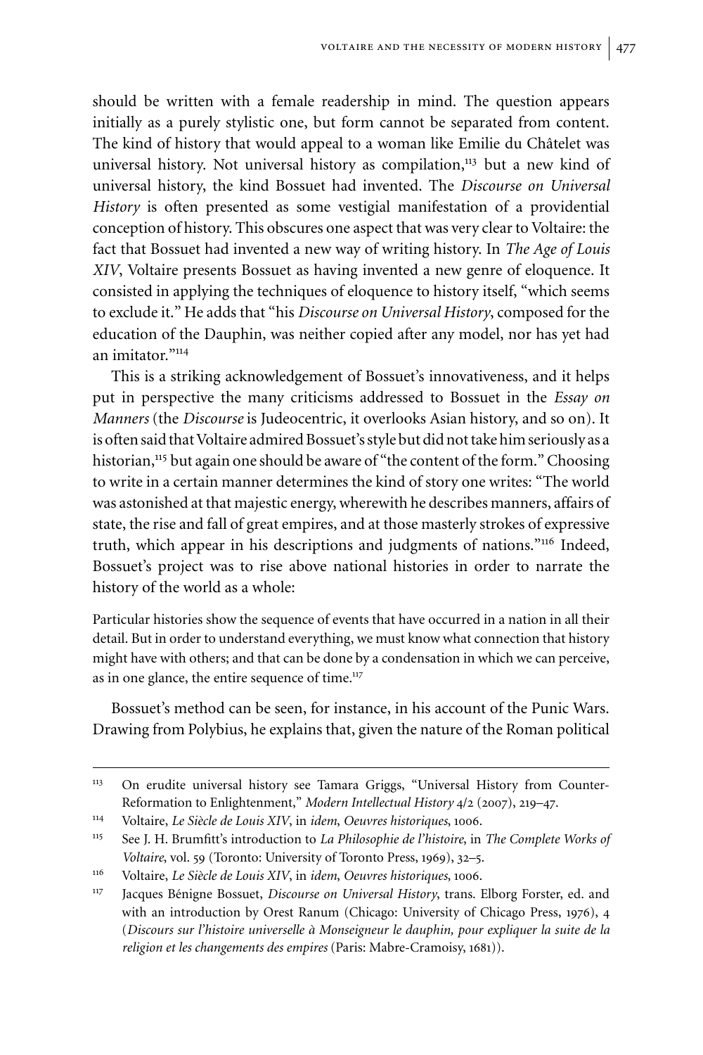should be written with a female readership in mind. The question appears initially as a purely stylistic one, but form cannot be separated from content. The kind of history that would appeal to a woman like Emilie du Châtelet was universal history. Not universal history as compilation,[113] but a new kind of universal history, the kind Bossuet had invented. The *Discourse on Universal History* is often presented as some vestigial manifestation of a providential conception of history. This obscures one aspect that was very clear to Voltaire: the fact that Bossuet had invented a new way of writing history. In *The Age of Louis XIV*, Voltaire presents Bossuet as having invented a new genre of eloquence. It consisted in applying the techniques of eloquence to history itself, "which seems to exclude it." He adds that "his *Discourse on Universal History*, composed for the education of the Dauphin, was neither copied after any model, nor has yet had an imitator."[114]

This is a striking acknowledgement of Bossuet's innovativeness, and it helps put in perspective the many criticisms addressed to Bossuet in the *Essay on Manners* (the *Discourse* is Judeocentric, it overlooks Asian history, and so on). It is often said that Voltaire admired Bossuet's style but did not take him seriously as a historian,[115] but again one should be aware of "the content of the form." Choosing to write in a certain manner determines the kind of story one writes: "The world was astonished at that majestic energy, wherewith he describes manners, affairs of state, the rise and fall of great empires, and at those masterly strokes of expressive truth, which appear in his descriptions and judgments of nations."[116] Indeed, Bossuet's project was to rise above national histories in order to narrate the history of the world as a whole:

> Particular histories show the sequence of events that have occurred in a nation in all their detail. But in order to understand everything, we must know what connection that history might have with others; and that can be done by a condensation in which we can perceive, as in one glance, the entire sequence of time.[117]

Bossuet's method can be seen, for instance, in his account of the Punic Wars. Drawing from Polybius, he explains that, given the nature of the Roman political

---

[113] On erudite universal history see Tamara Griggs, "Universal History from Counter-Reformation to Enlightenment," *Modern Intellectual History* 4/2 (2007), 219–47.

[114] Voltaire, *Le Siècle de Louis XIV*, in *idem*, *Oeuvres historiques*, 1006.

[115] See J. H. Brumfitt's introduction to *La Philosophie de l'histoire*, in *The Complete Works of Voltaire*, vol. 59 (Toronto: University of Toronto Press, 1969), 32–5.

[116] Voltaire, *Le Siècle de Louis XIV*, in *idem*, *Oeuvres historiques*, 1006.

[117] Jacques Bénigne Bossuet, *Discourse on Universal History*, trans. Elborg Forster, ed. and with an introduction by Orest Ranum (Chicago: University of Chicago Press, 1976), 4 (*Discours sur l'histoire universelle à Monseigneur le dauphin, pour expliquer la suite de la religion et les changements des empires* (Paris: Mabre-Cramoisy, 1681)).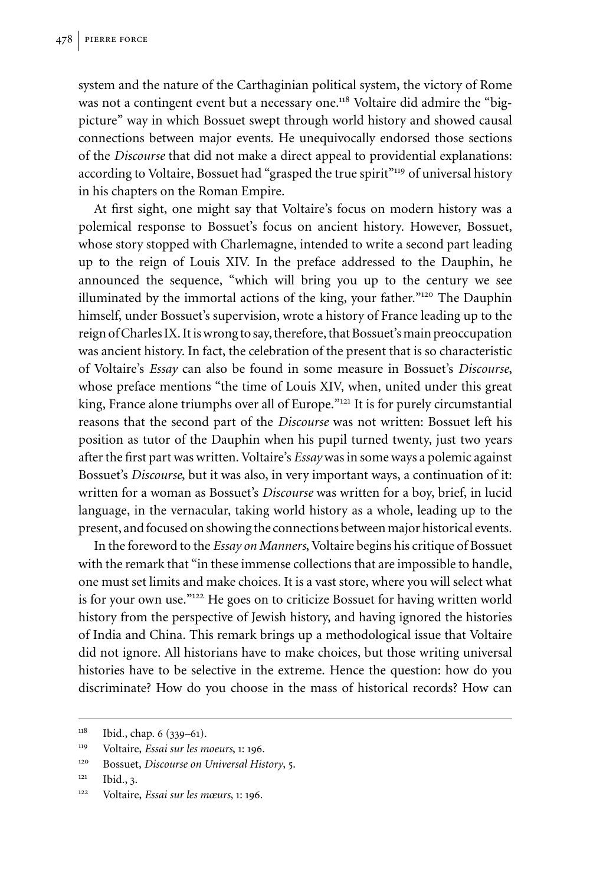system and the nature of the Carthaginian political system, the victory of Rome was not a contingent event but a necessary one.[118] Voltaire did admire the "big-picture" way in which Bossuet swept through world history and showed causal connections between major events. He unequivocally endorsed those sections of the *Discourse* that did not make a direct appeal to providential explanations: according to Voltaire, Bossuet had "grasped the true spirit"[119] of universal history in his chapters on the Roman Empire.

At first sight, one might say that Voltaire's focus on modern history was a polemical response to Bossuet's focus on ancient history. However, Bossuet, whose story stopped with Charlemagne, intended to write a second part leading up to the reign of Louis XIV. In the preface addressed to the Dauphin, he announced the sequence, "which will bring you up to the century we see illuminated by the immortal actions of the king, your father."[120] The Dauphin himself, under Bossuet's supervision, wrote a history of France leading up to the reign of Charles IX. It is wrong to say, therefore, that Bossuet's main preoccupation was ancient history. In fact, the celebration of the present that is so characteristic of Voltaire's *Essay* can also be found in some measure in Bossuet's *Discourse*, whose preface mentions "the time of Louis XIV, when, united under this great king, France alone triumphs over all of Europe."[121] It is for purely circumstantial reasons that the second part of the *Discourse* was not written: Bossuet left his position as tutor of the Dauphin when his pupil turned twenty, just two years after the first part was written. Voltaire's *Essay* was in some ways a polemic against Bossuet's *Discourse*, but it was also, in very important ways, a continuation of it: written for a woman as Bossuet's *Discourse* was written for a boy, brief, in lucid language, in the vernacular, taking world history as a whole, leading up to the present, and focused on showing the connections between major historical events.

In the foreword to the *Essay on Manners*, Voltaire begins his critique of Bossuet with the remark that "in these immense collections that are impossible to handle, one must set limits and make choices. It is a vast store, where you will select what is for your own use."[122] He goes on to criticize Bossuet for having written world history from the perspective of Jewish history, and having ignored the histories of India and China. This remark brings up a methodological issue that Voltaire did not ignore. All historians have to make choices, but those writing universal histories have to be selective in the extreme. Hence the question: how do you discriminate? How do you choose in the mass of historical records? How can

---

[118] Ibid., chap. 6 (339–61).

[119] Voltaire, *Essai sur les moeurs*, 1: 196.

[120] Bossuet, *Discourse on Universal History*, 5.

[121] Ibid., 3.

[122] Voltaire, *Essai sur les mœurs*, 1: 196.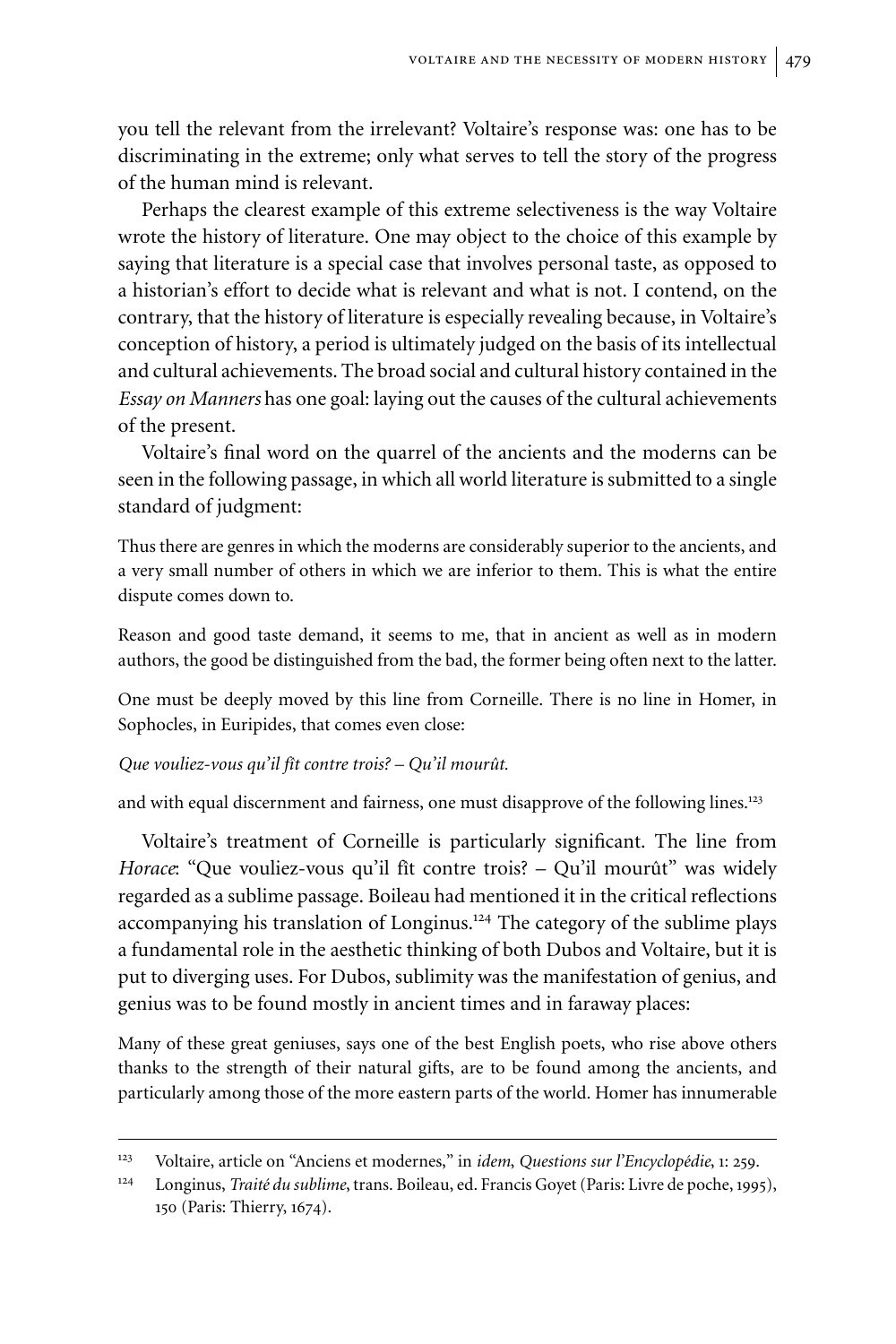you tell the relevant from the irrelevant? Voltaire's response was: one has to be discriminating in the extreme; only what serves to tell the story of the progress of the human mind is relevant.

Perhaps the clearest example of this extreme selectiveness is the way Voltaire wrote the history of literature. One may object to the choice of this example by saying that literature is a special case that involves personal taste, as opposed to a historian's effort to decide what is relevant and what is not. I contend, on the contrary, that the history of literature is especially revealing because, in Voltaire's conception of history, a period is ultimately judged on the basis of its intellectual and cultural achievements. The broad social and cultural history contained in the *Essay on Manners* has one goal: laying out the causes of the cultural achievements of the present.

Voltaire's final word on the quarrel of the ancients and the moderns can be seen in the following passage, in which all world literature is submitted to a single standard of judgment:

> Thus there are genres in which the moderns are considerably superior to the ancients, and a very small number of others in which we are inferior to them. This is what the entire dispute comes down to.
>
> Reason and good taste demand, it seems to me, that in ancient as well as in modern authors, the good be distinguished from the bad, the former being often next to the latter.
>
> One must be deeply moved by this line from Corneille. There is no line in Homer, in Sophocles, in Euripides, that comes even close:
>
> *Que vouliez-vous qu'il fît contre trois? – Qu'il mourût.*
>
> and with equal discernment and fairness, one must disapprove of the following lines.[123]

Voltaire's treatment of Corneille is particularly significant. The line from *Horace*: "Que vouliez-vous qu'il fît contre trois? – Qu'il mourût" was widely regarded as a sublime passage. Boileau had mentioned it in the critical reflections accompanying his translation of Longinus.[124] The category of the sublime plays a fundamental role in the aesthetic thinking of both Dubos and Voltaire, but it is put to diverging uses. For Dubos, sublimity was the manifestation of genius, and genius was to be found mostly in ancient times and in faraway places:

> Many of these great geniuses, says one of the best English poets, who rise above others thanks to the strength of their natural gifts, are to be found among the ancients, and particularly among those of the more eastern parts of the world. Homer has innumerable

---

[123] Voltaire, article on "Anciens et modernes," in *idem*, *Questions sur l'Encyclopédie*, 1: 259.

[124] Longinus, *Traité du sublime*, trans. Boileau, ed. Francis Goyet (Paris: Livre de poche, 1995), 150 (Paris: Thierry, 1674).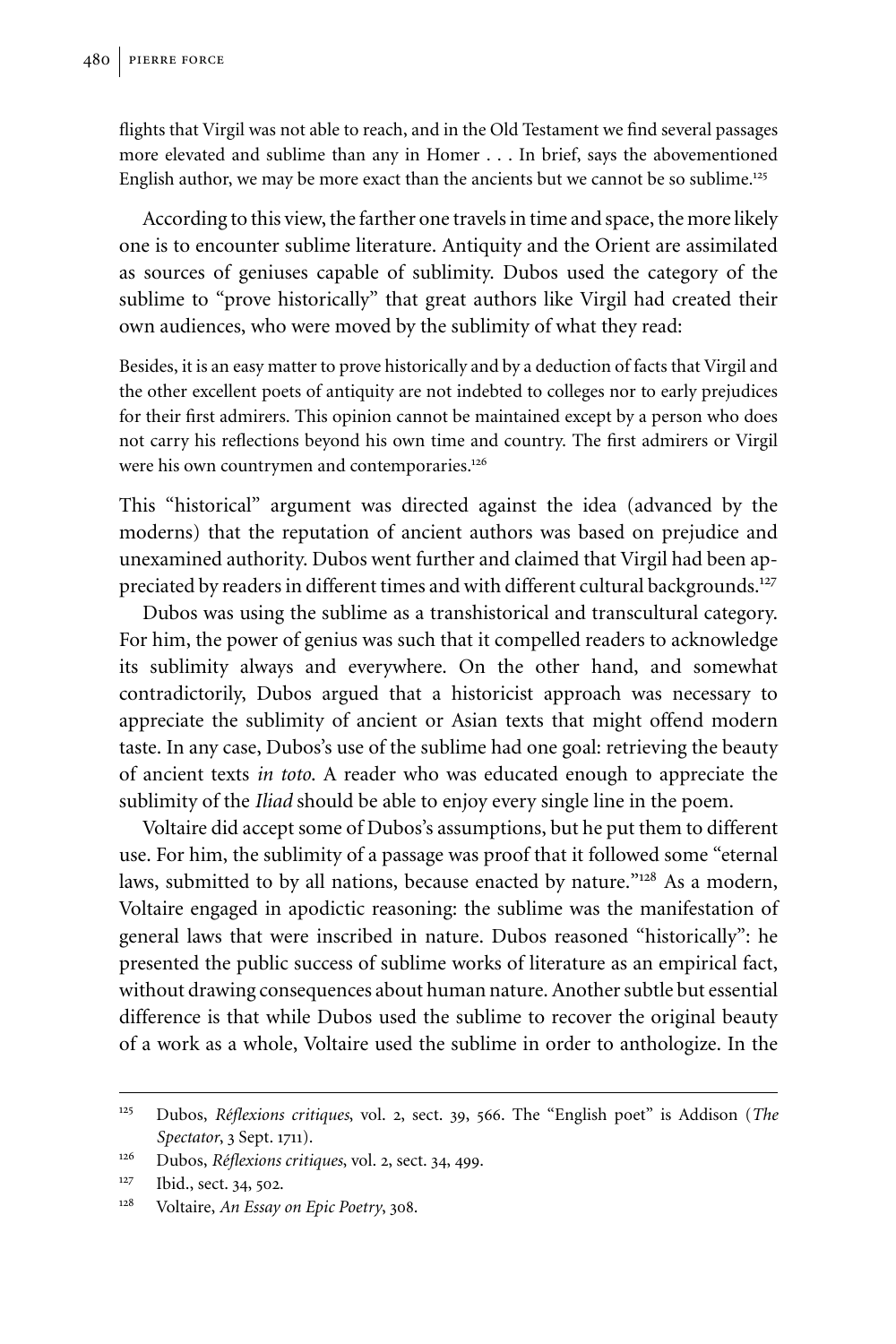flights that Virgil was not able to reach, and in the Old Testament we find several passages more elevated and sublime than any in Homer . . . In brief, says the abovementioned English author, we may be more exact than the ancients but we cannot be so sublime.[125]

According to this view, the farther one travels in time and space, the more likely one is to encounter sublime literature. Antiquity and the Orient are assimilated as sources of geniuses capable of sublimity. Dubos used the category of the sublime to "prove historically" that great authors like Virgil had created their own audiences, who were moved by the sublimity of what they read:

Besides, it is an easy matter to prove historically and by a deduction of facts that Virgil and the other excellent poets of antiquity are not indebted to colleges nor to early prejudices for their first admirers. This opinion cannot be maintained except by a person who does not carry his reflections beyond his own time and country. The first admirers or Virgil were his own countrymen and contemporaries.[126]

This "historical" argument was directed against the idea (advanced by the moderns) that the reputation of ancient authors was based on prejudice and unexamined authority. Dubos went further and claimed that Virgil had been appreciated by readers in different times and with different cultural backgrounds.[127]

Dubos was using the sublime as a transhistorical and transcultural category. For him, the power of genius was such that it compelled readers to acknowledge its sublimity always and everywhere. On the other hand, and somewhat contradictorily, Dubos argued that a historicist approach was necessary to appreciate the sublimity of ancient or Asian texts that might offend modern taste. In any case, Dubos's use of the sublime had one goal: retrieving the beauty of ancient texts *in toto*. A reader who was educated enough to appreciate the sublimity of the *Iliad* should be able to enjoy every single line in the poem.

Voltaire did accept some of Dubos's assumptions, but he put them to different use. For him, the sublimity of a passage was proof that it followed some "eternal laws, submitted to by all nations, because enacted by nature."[128] As a modern, Voltaire engaged in apodictic reasoning: the sublime was the manifestation of general laws that were inscribed in nature. Dubos reasoned "historically": he presented the public success of sublime works of literature as an empirical fact, without drawing consequences about human nature. Another subtle but essential difference is that while Dubos used the sublime to recover the original beauty of a work as a whole, Voltaire used the sublime in order to anthologize. In the

---

[125] Dubos, *Réflexions critiques*, vol. 2, sect. 39, 566. The "English poet" is Addison (*The Spectator*, 3 Sept. 1711).

[126] Dubos, *Réflexions critiques*, vol. 2, sect. 34, 499.

[127] Ibid., sect. 34, 502.

[128] Voltaire, *An Essay on Epic Poetry*, 308.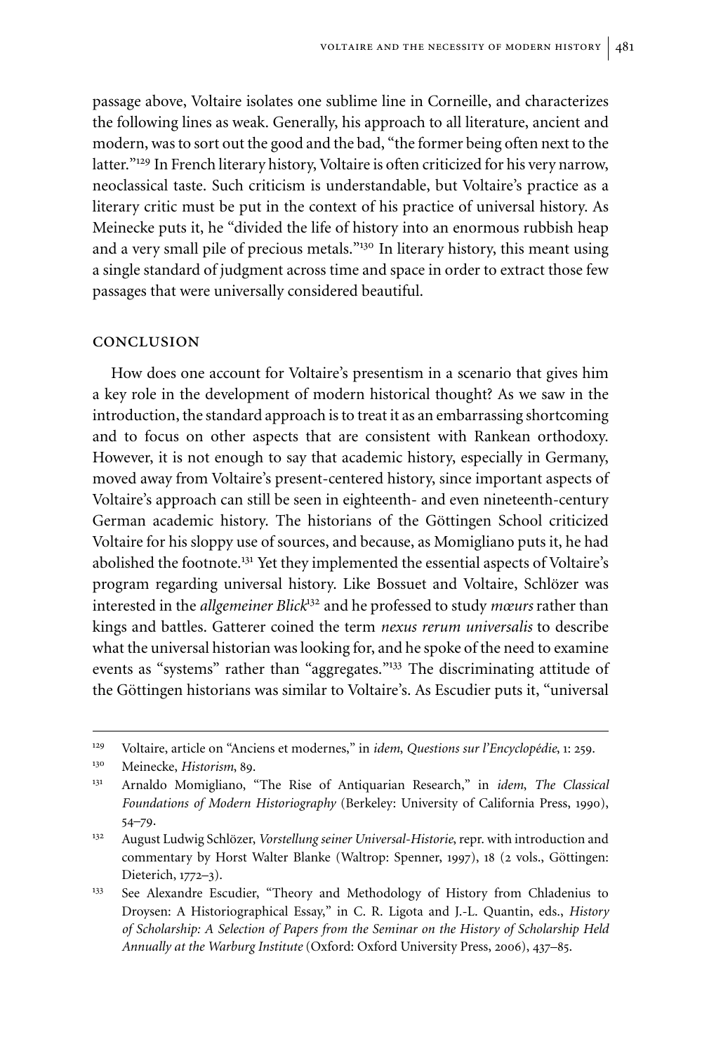passage above, Voltaire isolates one sublime line in Corneille, and characterizes the following lines as weak. Generally, his approach to all literature, ancient and modern, was to sort out the good and the bad, "the former being often next to the latter."[129] In French literary history, Voltaire is often criticized for his very narrow, neoclassical taste. Such criticism is understandable, but Voltaire's practice as a literary critic must be put in the context of his practice of universal history. As Meinecke puts it, he "divided the life of history into an enormous rubbish heap and a very small pile of precious metals."[130] In literary history, this meant using a single standard of judgment across time and space in order to extract those few passages that were universally considered beautiful.

## CONCLUSION

How does one account for Voltaire's presentism in a scenario that gives him a key role in the development of modern historical thought? As we saw in the introduction, the standard approach is to treat it as an embarrassing shortcoming and to focus on other aspects that are consistent with Rankean orthodoxy. However, it is not enough to say that academic history, especially in Germany, moved away from Voltaire's present-centered history, since important aspects of Voltaire's approach can still be seen in eighteenth- and even nineteenth-century German academic history. The historians of the Göttingen School criticized Voltaire for his sloppy use of sources, and because, as Momigliano puts it, he had abolished the footnote.[131] Yet they implemented the essential aspects of Voltaire's program regarding universal history. Like Bossuet and Voltaire, Schlözer was interested in the *allgemeiner Blick*[132] and he professed to study *mœurs* rather than kings and battles. Gatterer coined the term *nexus rerum universalis* to describe what the universal historian was looking for, and he spoke of the need to examine events as "systems" rather than "aggregates."[133] The discriminating attitude of the Göttingen historians was similar to Voltaire's. As Escudier puts it, "universal

---

[129] Voltaire, article on "Anciens et modernes," in *idem*, *Questions sur l'Encyclopédie*, 1: 259.

[130] Meinecke, *Historism*, 89.

[131] Arnaldo Momigliano, "The Rise of Antiquarian Research," in *idem*, *The Classical Foundations of Modern Historiography* (Berkeley: University of California Press, 1990), 54–79.

[132] August Ludwig Schlözer, *Vorstellung seiner Universal-Historie*, repr. with introduction and commentary by Horst Walter Blanke (Waltrop: Spenner, 1997), 18 (2 vols., Göttingen: Dieterich, 1772–3).

[133] See Alexandre Escudier, "Theory and Methodology of History from Chladenius to Droysen: A Historiographical Essay," in C. R. Ligota and J.-L. Quantin, eds., *History of Scholarship: A Selection of Papers from the Seminar on the History of Scholarship Held Annually at the Warburg Institute* (Oxford: Oxford University Press, 2006), 437–85.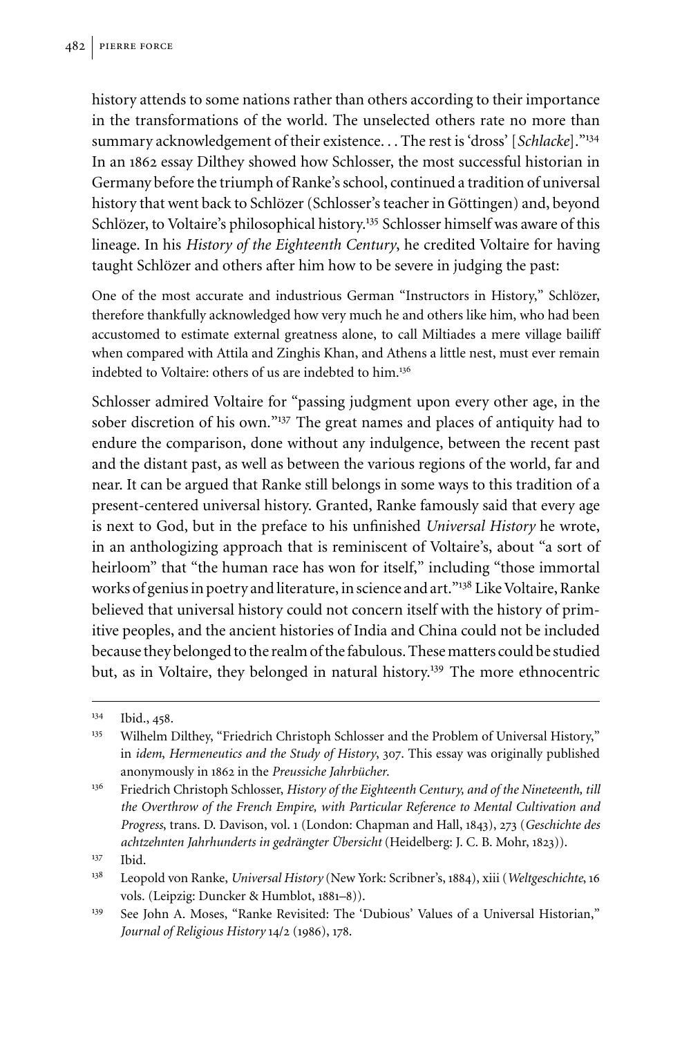history attends to some nations rather than others according to their importance in the transformations of the world. The unselected others rate no more than summary acknowledgement of their existence. . . The rest is 'dross' [*Schlacke*]."[134] In an 1862 essay Dilthey showed how Schlosser, the most successful historian in Germany before the triumph of Ranke's school, continued a tradition of universal history that went back to Schlözer (Schlosser's teacher in Göttingen) and, beyond Schlözer, to Voltaire's philosophical history.[135] Schlosser himself was aware of this lineage. In his *History of the Eighteenth Century*, he credited Voltaire for having taught Schlözer and others after him how to be severe in judging the past:

One of the most accurate and industrious German "Instructors in History," Schlözer, therefore thankfully acknowledged how very much he and others like him, who had been accustomed to estimate external greatness alone, to call Miltiades a mere village bailiff when compared with Attila and Zinghis Khan, and Athens a little nest, must ever remain indebted to Voltaire: others of us are indebted to him.[136]

Schlosser admired Voltaire for "passing judgment upon every other age, in the sober discretion of his own."[137] The great names and places of antiquity had to endure the comparison, done without any indulgence, between the recent past and the distant past, as well as between the various regions of the world, far and near. It can be argued that Ranke still belongs in some ways to this tradition of a present-centered universal history. Granted, Ranke famously said that every age is next to God, but in the preface to his unfinished *Universal History* he wrote, in an anthologizing approach that is reminiscent of Voltaire's, about "a sort of heirloom" that "the human race has won for itself," including "those immortal works of genius in poetry and literature, in science and art."[138] Like Voltaire, Ranke believed that universal history could not concern itself with the history of primitive peoples, and the ancient histories of India and China could not be included because they belonged to the realm of the fabulous. These matters could be studied but, as in Voltaire, they belonged in natural history.[139] The more ethnocentric

---

[134] Ibid., 458.

[135] Wilhelm Dilthey, "Friedrich Christoph Schlosser and the Problem of Universal History," in *idem*, *Hermeneutics and the Study of History*, 307. This essay was originally published anonymously in 1862 in the *Preussiche Jahrbücher*.

[136] Friedrich Christoph Schlosser, *History of the Eighteenth Century, and of the Nineteenth, till the Overthrow of the French Empire, with Particular Reference to Mental Cultivation and Progress*, trans. D. Davison, vol. 1 (London: Chapman and Hall, 1843), 273 (*Geschichte des achtzehnten Jahrhunderts in gedrängter Übersicht* (Heidelberg: J. C. B. Mohr, 1823)).

[137] Ibid.

[138] Leopold von Ranke, *Universal History* (New York: Scribner's, 1884), xiii (*Weltgeschichte*, 16 vols. (Leipzig: Duncker & Humblot, 1881–8)).

[139] See John A. Moses, "Ranke Revisited: The 'Dubious' Values of a Universal Historian," *Journal of Religious History* 14/2 (1986), 178.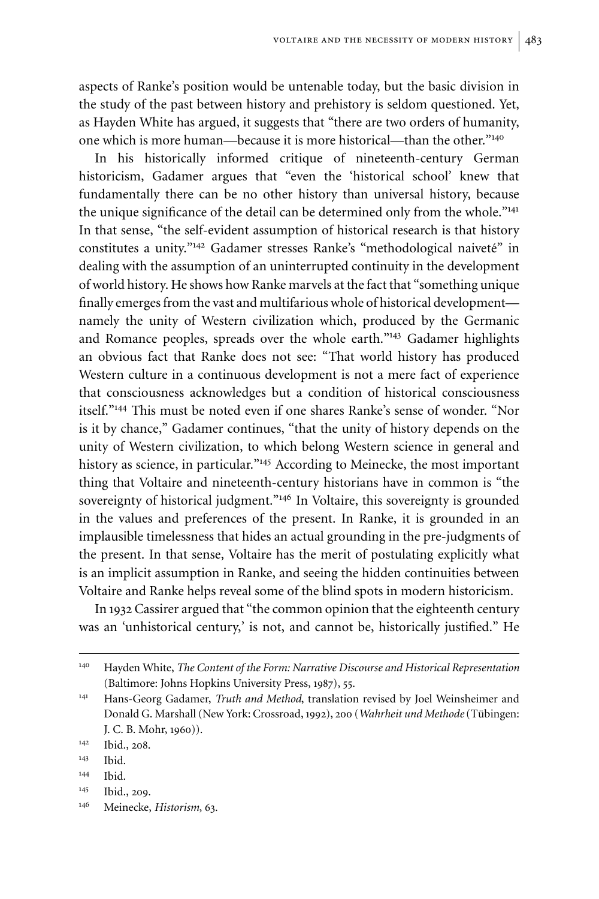aspects of Ranke's position would be untenable today, but the basic division in the study of the past between history and prehistory is seldom questioned. Yet, as Hayden White has argued, it suggests that "there are two orders of humanity, one which is more human—because it is more historical—than the other."[140]

In his historically informed critique of nineteenth-century German historicism, Gadamer argues that "even the 'historical school' knew that fundamentally there can be no other history than universal history, because the unique significance of the detail can be determined only from the whole."[141] In that sense, "the self-evident assumption of historical research is that history constitutes a unity."[142] Gadamer stresses Ranke's "methodological naiveté" in dealing with the assumption of an uninterrupted continuity in the development of world history. He shows how Ranke marvels at the fact that "something unique finally emerges from the vast and multifarious whole of historical development—namely the unity of Western civilization which, produced by the Germanic and Romance peoples, spreads over the whole earth."[143] Gadamer highlights an obvious fact that Ranke does not see: "That world history has produced Western culture in a continuous development is not a mere fact of experience that consciousness acknowledges but a condition of historical consciousness itself."[144] This must be noted even if one shares Ranke's sense of wonder. "Nor is it by chance," Gadamer continues, "that the unity of history depends on the unity of Western civilization, to which belong Western science in general and history as science, in particular."[145] According to Meinecke, the most important thing that Voltaire and nineteenth-century historians have in common is "the sovereignty of historical judgment."[146] In Voltaire, this sovereignty is grounded in the values and preferences of the present. In Ranke, it is grounded in an implausible timelessness that hides an actual grounding in the pre-judgments of the present. In that sense, Voltaire has the merit of postulating explicitly what is an implicit assumption in Ranke, and seeing the hidden continuities between Voltaire and Ranke helps reveal some of the blind spots in modern historicism.

In 1932 Cassirer argued that "the common opinion that the eighteenth century was an 'unhistorical century,' is not, and cannot be, historically justified." He

---

[140] Hayden White, *The Content of the Form: Narrative Discourse and Historical Representation* (Baltimore: Johns Hopkins University Press, 1987), 55.

[141] Hans-Georg Gadamer, *Truth and Method*, translation revised by Joel Weinsheimer and Donald G. Marshall (New York: Crossroad, 1992), 200 (*Wahrheit und Methode* (Tübingen: J. C. B. Mohr, 1960)).

[142] Ibid., 208.

[143] Ibid.

[144] Ibid.

[145] Ibid., 209.

[146] Meinecke, *Historism*, 63.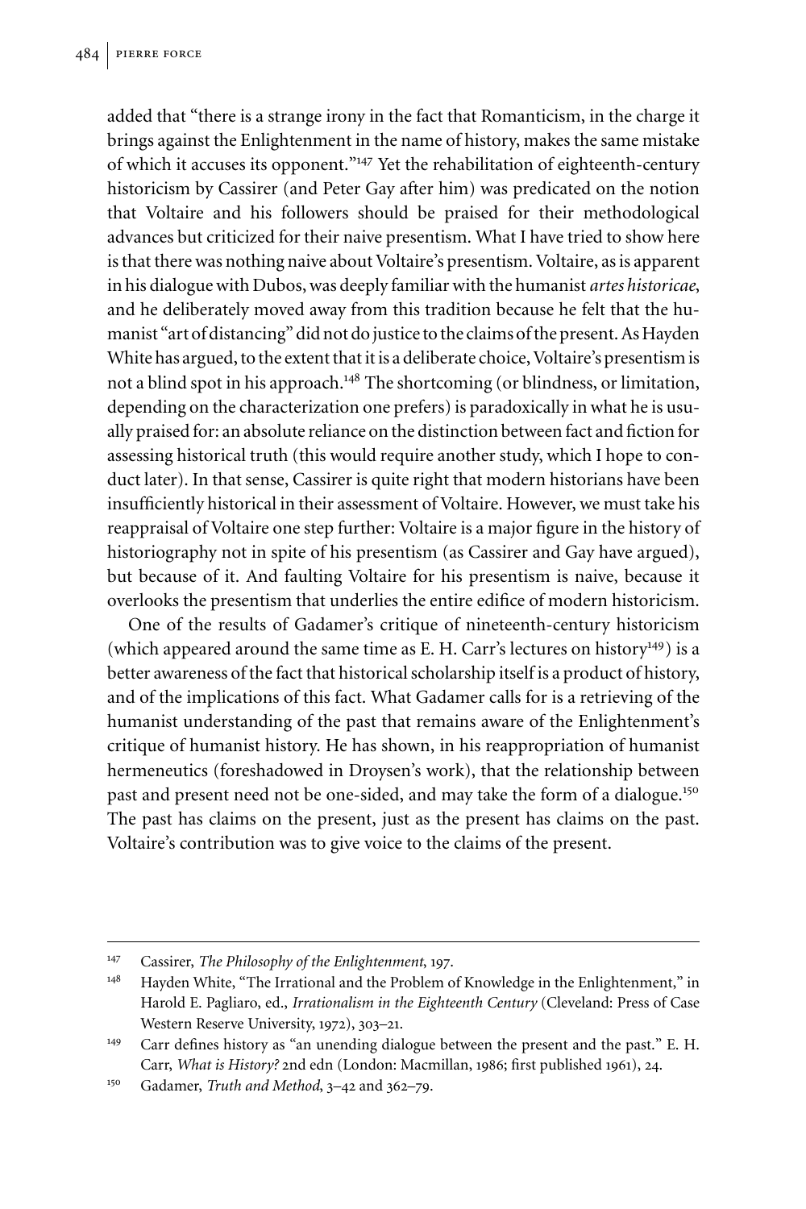added that "there is a strange irony in the fact that Romanticism, in the charge it brings against the Enlightenment in the name of history, makes the same mistake of which it accuses its opponent."[147] Yet the rehabilitation of eighteenth-century historicism by Cassirer (and Peter Gay after him) was predicated on the notion that Voltaire and his followers should be praised for their methodological advances but criticized for their naive presentism. What I have tried to show here is that there was nothing naive about Voltaire's presentism. Voltaire, as is apparent in his dialogue with Dubos, was deeply familiar with the humanist *artes historicae*, and he deliberately moved away from this tradition because he felt that the humanist "art of distancing" did not do justice to the claims of the present. As Hayden White has argued, to the extent that it is a deliberate choice, Voltaire's presentism is not a blind spot in his approach.[148] The shortcoming (or blindness, or limitation, depending on the characterization one prefers) is paradoxically in what he is usually praised for: an absolute reliance on the distinction between fact and fiction for assessing historical truth (this would require another study, which I hope to conduct later). In that sense, Cassirer is quite right that modern historians have been insufficiently historical in their assessment of Voltaire. However, we must take his reappraisal of Voltaire one step further: Voltaire is a major figure in the history of historiography not in spite of his presentism (as Cassirer and Gay have argued), but because of it. And faulting Voltaire for his presentism is naive, because it overlooks the presentism that underlies the entire edifice of modern historicism.

One of the results of Gadamer's critique of nineteenth-century historicism (which appeared around the same time as E. H. Carr's lectures on history[149]) is a better awareness of the fact that historical scholarship itself is a product of history, and of the implications of this fact. What Gadamer calls for is a retrieving of the humanist understanding of the past that remains aware of the Enlightenment's critique of humanist history. He has shown, in his reappropriation of humanist hermeneutics (foreshadowed in Droysen's work), that the relationship between past and present need not be one-sided, and may take the form of a dialogue.[150] The past has claims on the present, just as the present has claims on the past. Voltaire's contribution was to give voice to the claims of the present.

---

[147] Cassirer, *The Philosophy of the Enlightenment*, 197.

[148] Hayden White, "The Irrational and the Problem of Knowledge in the Enlightenment," in Harold E. Pagliaro, ed., *Irrationalism in the Eighteenth Century* (Cleveland: Press of Case Western Reserve University, 1972), 303–21.

[149] Carr defines history as "an unending dialogue between the present and the past." E. H. Carr, *What is History?* 2nd edn (London: Macmillan, 1986; first published 1961), 24.

[150] Gadamer, *Truth and Method*, 3–42 and 362–79.